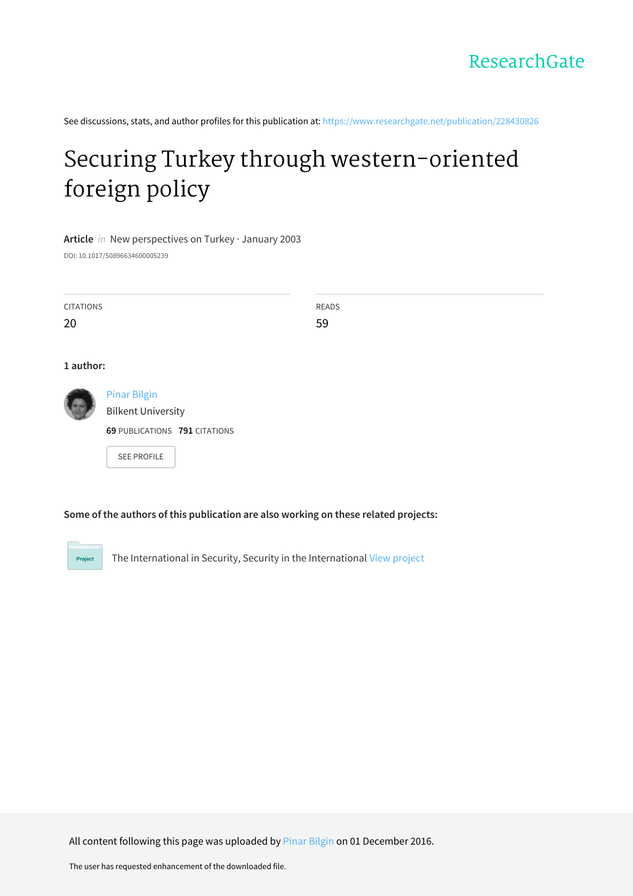ResearchGate

See discussions, stats, and author profiles for this publication at: https://www.researchgate.net/publication/228430826

# Securing Turkey through western-oriented foreign policy

**Article** *in* New perspectives on Turkey · January 2003

DOI: 10.1017/S0896634600005239

| CITATIONS | READS |
|---|---|
| 20 | 59 |

**1 author:**

Pinar Bilgin
Bilkent University
**69** PUBLICATIONS **791** CITATIONS

SEE PROFILE

**Some of the authors of this publication are also working on these related projects:**

Project: The International in Security, Security in the International View project

All content following this page was uploaded by Pinar Bilgin on 01 December 2016.

The user has requested enhancement of the downloaded file.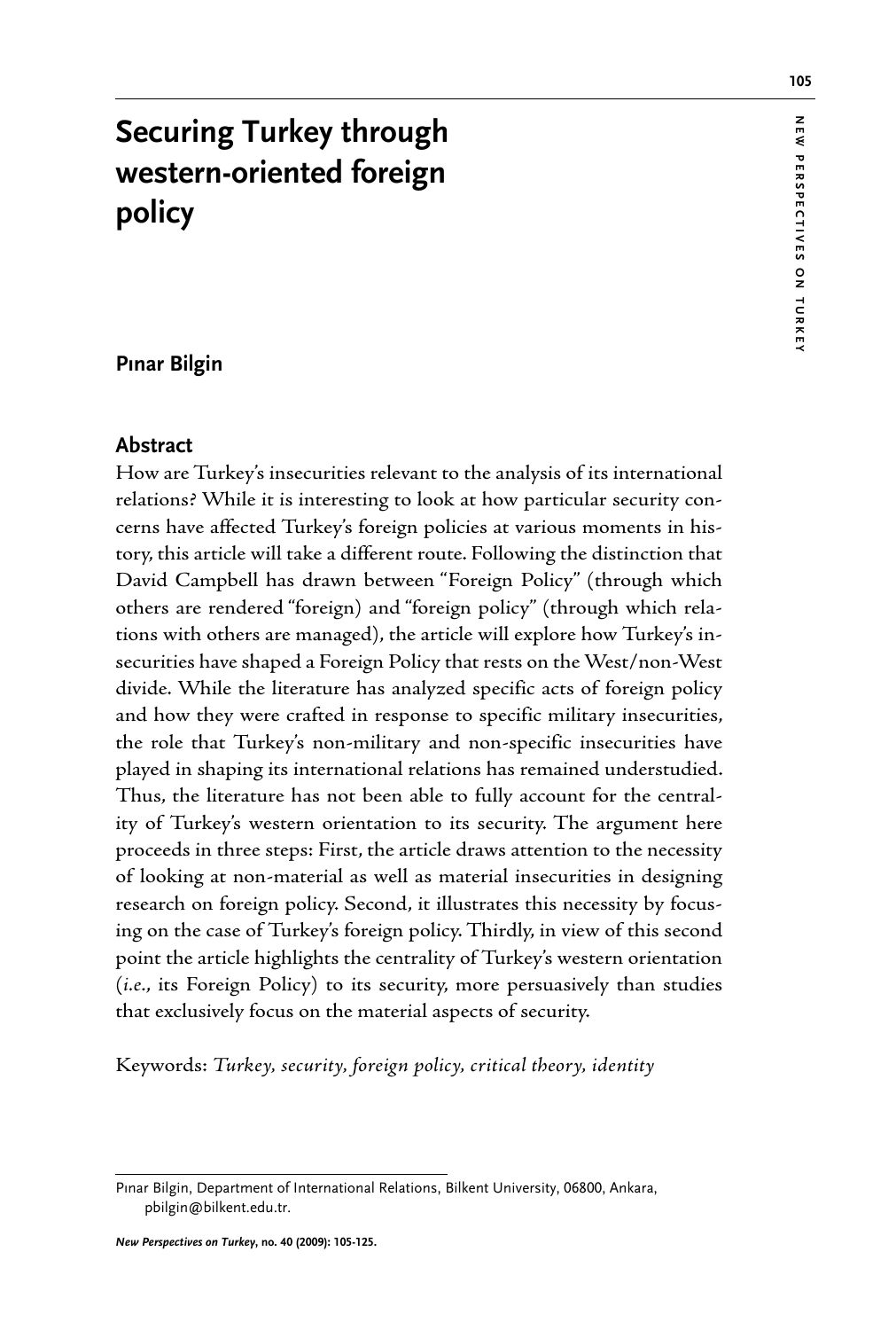# Securing Turkey through western-oriented foreign policy

**Pınar Bilgin**

## Abstract

How are Turkey's insecurities relevant to the analysis of its international relations? While it is interesting to look at how particular security concerns have affected Turkey's foreign policies at various moments in history, this article will take a different route. Following the distinction that David Campbell has drawn between "Foreign Policy" (through which others are rendered "foreign) and "foreign policy" (through which relations with others are managed), the article will explore how Turkey's insecurities have shaped a Foreign Policy that rests on the West/non-West divide. While the literature has analyzed specific acts of foreign policy and how they were crafted in response to specific military insecurities, the role that Turkey's non-military and non-specific insecurities have played in shaping its international relations has remained understudied. Thus, the literature has not been able to fully account for the centrality of Turkey's western orientation to its security. The argument here proceeds in three steps: First, the article draws attention to the necessity of looking at non-material as well as material insecurities in designing research on foreign policy. Second, it illustrates this necessity by focusing on the case of Turkey's foreign policy. Thirdly, in view of this second point the article highlights the centrality of Turkey's western orientation (*i.e.*, its Foreign Policy) to its security, more persuasively than studies that exclusively focus on the material aspects of security.

Keywords: *Turkey, security, foreign policy, critical theory, identity*

---

Pınar Bilgin, Department of International Relations, Bilkent University, 06800, Ankara, pbilgin@bilkent.edu.tr.

*New Perspectives on Turkey*, no. 40 (2009): 105-125.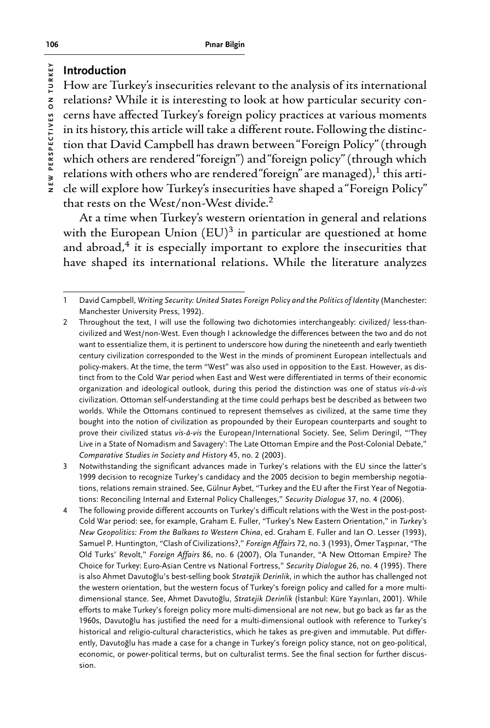## Introduction

How are Turkey's insecurities relevant to the analysis of its international relations? While it is interesting to look at how particular security concerns have affected Turkey's foreign policy practices at various moments in its history, this article will take a different route. Following the distinction that David Campbell has drawn between "Foreign Policy" (through which others are rendered "foreign") and "foreign policy" (through which relations with others who are rendered "foreign" are managed),[1] this article will explore how Turkey's insecurities have shaped a "Foreign Policy" that rests on the West/non-West divide.[2]

At a time when Turkey's western orientation in general and relations with the European Union (EU)[3] in particular are questioned at home and abroad,[4] it is especially important to explore the insecurities that have shaped its international relations. While the literature analyzes

---

1 David Campbell, *Writing Security: United States Foreign Policy and the Politics of Identity* (Manchester: Manchester University Press, 1992).

2 Throughout the text, I will use the following two dichotomies interchangeably: civilized/ less-than-civilized and West/non-West. Even though I acknowledge the differences between the two and do not want to essentialize them, it is pertinent to underscore how during the nineteenth and early twentieth century civilization corresponded to the West in the minds of prominent European intellectuals and policy-makers. At the time, the term "West" was also used in opposition to the East. However, as distinct from to the Cold War period when East and West were differentiated in terms of their economic organization and ideological outlook, during this period the distinction was one of status *vis-à-vis* civilization. Ottoman self-understanding at the time could perhaps best be described as between two worlds. While the Ottomans continued to represent themselves as civilized, at the same time they bought into the notion of civilization as propounded by their European counterparts and sought to prove their civilized status *vis-à-vis* the European/International Society. See, Selim Deringil, "'They Live in a State of Nomadism and Savagery': The Late Ottoman Empire and the Post-Colonial Debate," *Comparative Studies in Society and History* 45, no. 2 (2003).

3 Notwithstanding the significant advances made in Turkey's relations with the EU since the latter's 1999 decision to recognize Turkey's candidacy and the 2005 decision to begin membership negotiations, relations remain strained. See, Gülnur Aybet, "Turkey and the EU after the First Year of Negotiations: Reconciling Internal and External Policy Challenges," *Security Dialogue* 37, no. 4 (2006).

4 The following provide different accounts on Turkey's difficult relations with the West in the post-post-Cold War period: see, for example, Graham E. Fuller, "Turkey's New Eastern Orientation," in *Turkey's New Geopolitics: From the Balkans to Western China*, ed. Graham E. Fuller and Ian O. Lesser (1993), Samuel P. Huntington, "Clash of Civilizations?," *Foreign Affairs* 72, no. 3 (1993), Ömer Taşpınar, "The Old Turks' Revolt," *Foreign Affairs* 86, no. 6 (2007), Ola Tunander, "A New Ottoman Empire? The Choice for Turkey: Euro-Asian Centre vs National Fortress," *Security Dialogue* 26, no. 4 (1995). There is also Ahmet Davutoğlu's best-selling book *Stratejik Derinlik*, in which the author has challenged not the western orientation, but the western focus of Turkey's foreign policy and called for a more multi-dimensional stance. See, Ahmet Davutoğlu, *Stratejik Derinlik* (İstanbul: Küre Yayınları, 2001). While efforts to make Turkey's foreign policy more multi-dimensional are not new, but go back as far as the 1960s, Davutoğlu has justified the need for a multi-dimensional outlook with reference to Turkey's historical and religio-cultural characteristics, which he takes as pre-given and immutable. Put differently, Davutoğlu has made a case for a change in Turkey's foreign policy stance, not on geo-political, economic, or power-political terms, but on culturalist terms. See the final section for further discussion.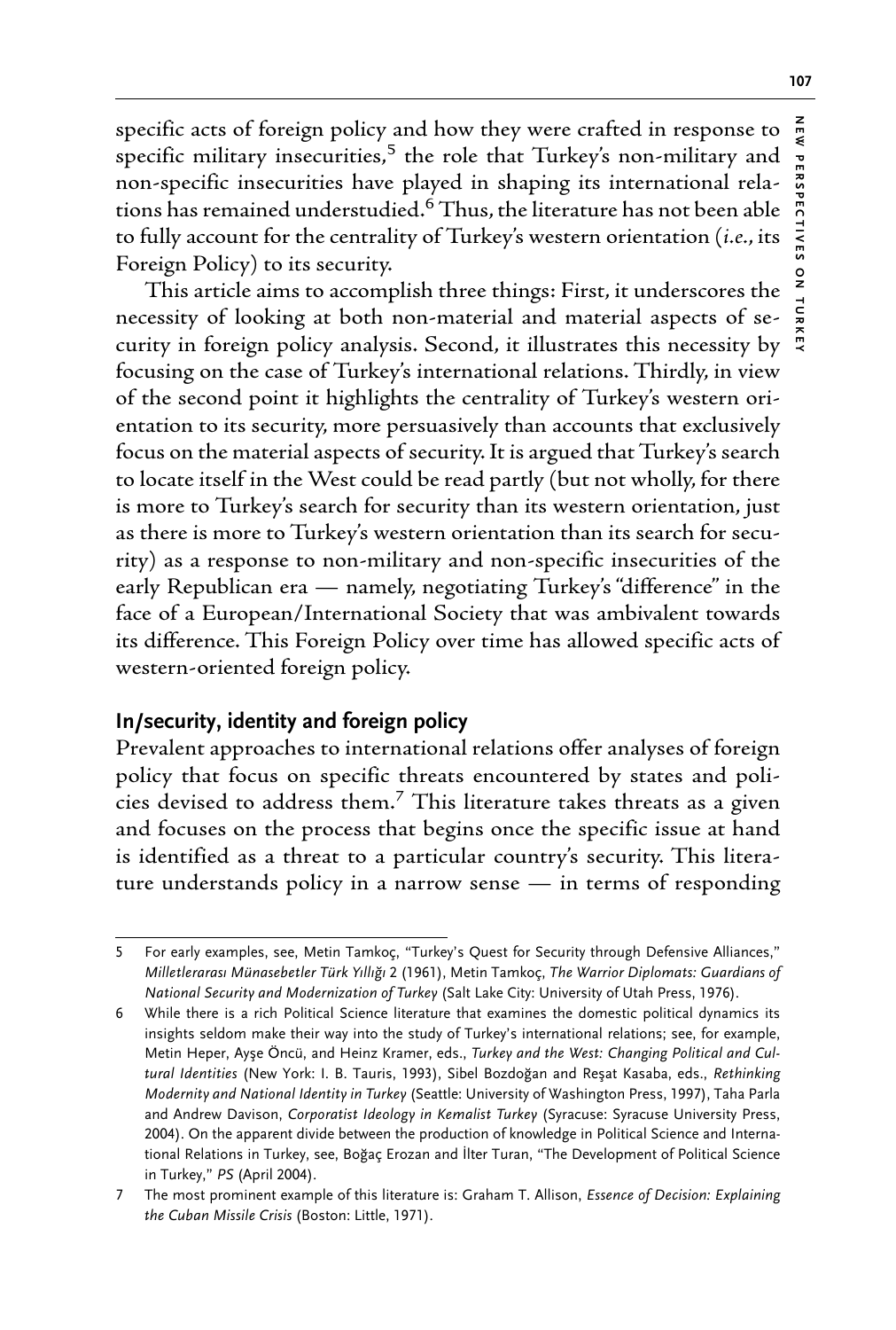specific acts of foreign policy and how they were crafted in response to specific military insecurities,[5] the role that Turkey's non-military and non-specific insecurities have played in shaping its international relations has remained understudied.[6] Thus, the literature has not been able to fully account for the centrality of Turkey's western orientation (*i.e.*, its Foreign Policy) to its security.

This article aims to accomplish three things: First, it underscores the necessity of looking at both non-material and material aspects of security in foreign policy analysis. Second, it illustrates this necessity by focusing on the case of Turkey's international relations. Thirdly, in view of the second point it highlights the centrality of Turkey's western orientation to its security, more persuasively than accounts that exclusively focus on the material aspects of security. It is argued that Turkey's search to locate itself in the West could be read partly (but not wholly, for there is more to Turkey's search for security than its western orientation, just as there is more to Turkey's western orientation than its search for security) as a response to non-military and non-specific insecurities of the early Republican era — namely, negotiating Turkey's "difference" in the face of a European/International Society that was ambivalent towards its difference. This Foreign Policy over time has allowed specific acts of western-oriented foreign policy.

## In/security, identity and foreign policy

Prevalent approaches to international relations offer analyses of foreign policy that focus on specific threats encountered by states and policies devised to address them.[7] This literature takes threats as a given and focuses on the process that begins once the specific issue at hand is identified as a threat to a particular country's security. This literature understands policy in a narrow sense — in terms of responding

---

5 For early examples, see, Metin Tamkoç, "Turkey's Quest for Security through Defensive Alliances," *Milletlerarası Münasebetler Türk Yıllığı* 2 (1961), Metin Tamkoç, *The Warrior Diplomats: Guardians of National Security and Modernization of Turkey* (Salt Lake City: University of Utah Press, 1976).

6 While there is a rich Political Science literature that examines the domestic political dynamics its insights seldom make their way into the study of Turkey's international relations; see, for example, Metin Heper, Ayşe Öncü, and Heinz Kramer, eds., *Turkey and the West: Changing Political and Cultural Identities* (New York: I. B. Tauris, 1993), Sibel Bozdoğan and Reşat Kasaba, eds., *Rethinking Modernity and National Identity in Turkey* (Seattle: University of Washington Press, 1997), Taha Parla and Andrew Davison, *Corporatist Ideology in Kemalist Turkey* (Syracuse: Syracuse University Press, 2004). On the apparent divide between the production of knowledge in Political Science and International Relations in Turkey, see, Boğaç Erozan and İlter Turan, "The Development of Political Science in Turkey," *PS* (April 2004).

7 The most prominent example of this literature is: Graham T. Allison, *Essence of Decision: Explaining the Cuban Missile Crisis* (Boston: Little, 1971).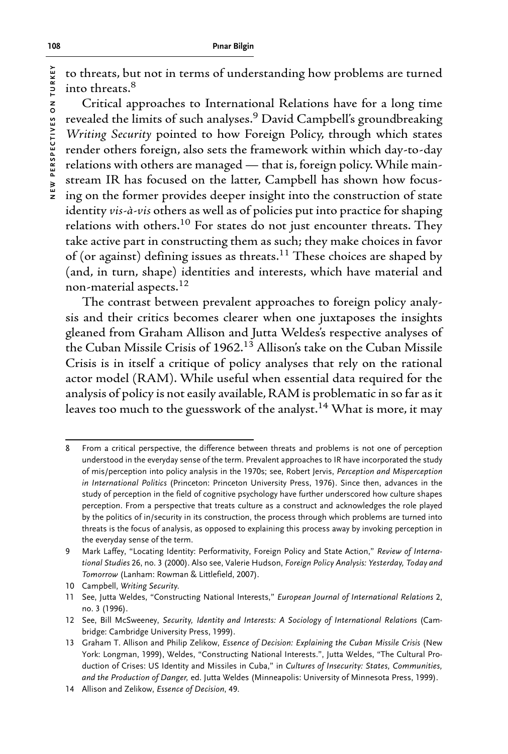to threats, but not in terms of understanding how problems are turned into threats.[8]

Critical approaches to International Relations have for a long time revealed the limits of such analyses.[9] David Campbell's groundbreaking *Writing Security* pointed to how Foreign Policy, through which states render others foreign, also sets the framework within which day-to-day relations with others are managed — that is, foreign policy. While mainstream IR has focused on the latter, Campbell has shown how focusing on the former provides deeper insight into the construction of state identity *vis-à-vis* others as well as of policies put into practice for shaping relations with others.[10] For states do not just encounter threats. They take active part in constructing them as such; they make choices in favor of (or against) defining issues as threats.[11] These choices are shaped by (and, in turn, shape) identities and interests, which have material and non-material aspects.[12]

The contrast between prevalent approaches to foreign policy analysis and their critics becomes clearer when one juxtaposes the insights gleaned from Graham Allison and Jutta Weldes's respective analyses of the Cuban Missile Crisis of 1962.[13] Allison's take on the Cuban Missile Crisis is in itself a critique of policy analyses that rely on the rational actor model (RAM). While useful when essential data required for the analysis of policy is not easily available, RAM is problematic in so far as it leaves too much to the guesswork of the analyst.[14] What is more, it may

---

8 From a critical perspective, the difference between threats and problems is not one of perception understood in the everyday sense of the term. Prevalent approaches to IR have incorporated the study of mis/perception into policy analysis in the 1970s; see, Robert Jervis, *Perception and Misperception in International Politics* (Princeton: Princeton University Press, 1976). Since then, advances in the study of perception in the field of cognitive psychology have further underscored how culture shapes perception. From a perspective that treats culture as a construct and acknowledges the role played by the politics of in/security in its construction, the process through which problems are turned into threats is the focus of analysis, as opposed to explaining this process away by invoking perception in the everyday sense of the term.

9 Mark Laffey, "Locating Identity: Performativity, Foreign Policy and State Action," *Review of International Studies* 26, no. 3 (2000). Also see, Valerie Hudson, *Foreign Policy Analysis: Yesterday, Today and Tomorrow* (Lanham: Rowman & Littlefield, 2007).

10 Campbell, *Writing Security*.

11 See, Jutta Weldes, "Constructing National Interests," *European Journal of International Relations* 2, no. 3 (1996).

12 See, Bill McSweeney, *Security, Identity and Interests: A Sociology of International Relations* (Cambridge: Cambridge University Press, 1999).

13 Graham T. Allison and Philip Zelikow, *Essence of Decision: Explaining the Cuban Missile Crisis* (New York: Longman, 1999), Weldes, "Constructing National Interests.", Jutta Weldes, "The Cultural Production of Crises: US Identity and Missiles in Cuba," in *Cultures of Insecurity: States, Communities, and the Production of Danger*, ed. Jutta Weldes (Minneapolis: University of Minnesota Press, 1999).

14 Allison and Zelikow, *Essence of Decision*, 49.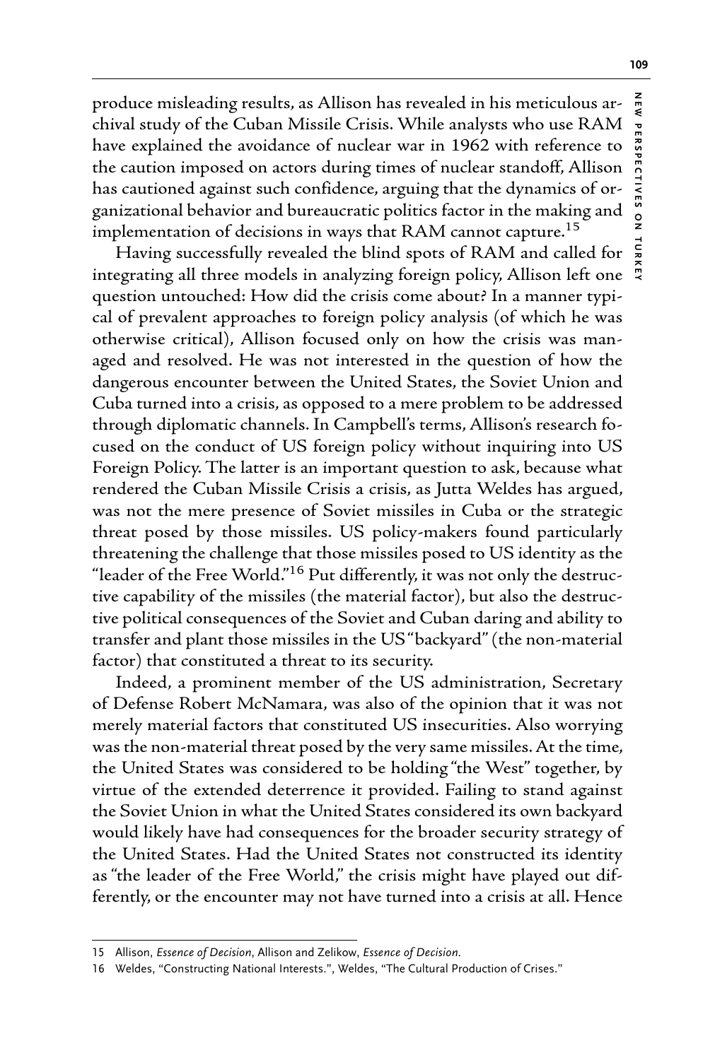produce misleading results, as Allison has revealed in his meticulous archival study of the Cuban Missile Crisis. While analysts who use RAM have explained the avoidance of nuclear war in 1962 with reference to the caution imposed on actors during times of nuclear standoff, Allison has cautioned against such confidence, arguing that the dynamics of organizational behavior and bureaucratic politics factor in the making and implementation of decisions in ways that RAM cannot capture.[15]

Having successfully revealed the blind spots of RAM and called for integrating all three models in analyzing foreign policy, Allison left one question untouched: How did the crisis come about? In a manner typical of prevalent approaches to foreign policy analysis (of which he was otherwise critical), Allison focused only on how the crisis was managed and resolved. He was not interested in the question of how the dangerous encounter between the United States, the Soviet Union and Cuba turned into a crisis, as opposed to a mere problem to be addressed through diplomatic channels. In Campbell's terms, Allison's research focused on the conduct of US foreign policy without inquiring into US Foreign Policy. The latter is an important question to ask, because what rendered the Cuban Missile Crisis a crisis, as Jutta Weldes has argued, was not the mere presence of Soviet missiles in Cuba or the strategic threat posed by those missiles. US policy-makers found particularly threatening the challenge that those missiles posed to US identity as the "leader of the Free World."[16] Put differently, it was not only the destructive capability of the missiles (the material factor), but also the destructive political consequences of the Soviet and Cuban daring and ability to transfer and plant those missiles in the US "backyard" (the non-material factor) that constituted a threat to its security.

Indeed, a prominent member of the US administration, Secretary of Defense Robert McNamara, was also of the opinion that it was not merely material factors that constituted US insecurities. Also worrying was the non-material threat posed by the very same missiles. At the time, the United States was considered to be holding "the West" together, by virtue of the extended deterrence it provided. Failing to stand against the Soviet Union in what the United States considered its own backyard would likely have had consequences for the broader security strategy of the United States. Had the United States not constructed its identity as "the leader of the Free World," the crisis might have played out differently, or the encounter may not have turned into a crisis at all. Hence

15 Allison, *Essence of Decision*, Allison and Zelikow, *Essence of Decision*.

16 Weldes, "Constructing National Interests.", Weldes, "The Cultural Production of Crises."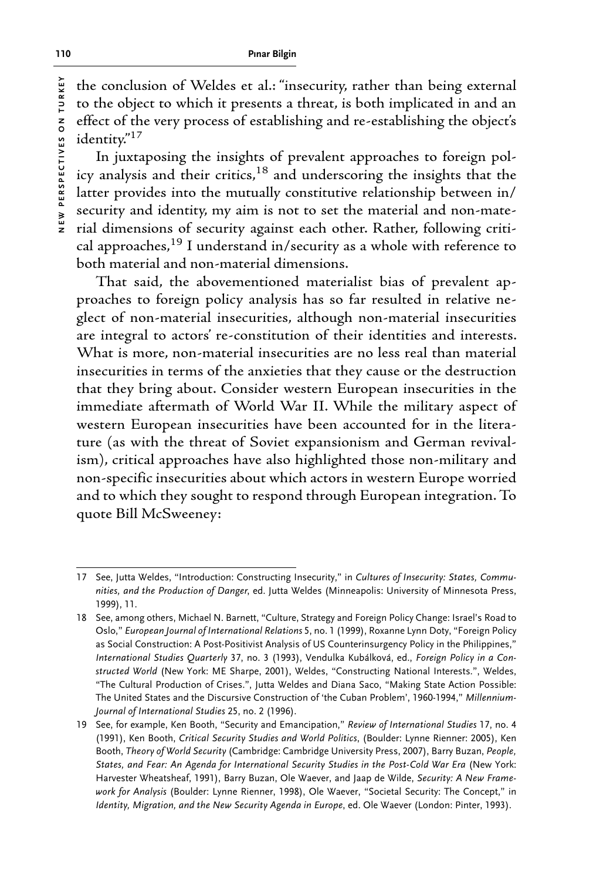the conclusion of Weldes et al.: "insecurity, rather than being external to the object to which it presents a threat, is both implicated in and an effect of the very process of establishing and re-establishing the object's identity."[17]

In juxtaposing the insights of prevalent approaches to foreign policy analysis and their critics,[18] and underscoring the insights that the latter provides into the mutually constitutive relationship between in/security and identity, my aim is not to set the material and non-material dimensions of security against each other. Rather, following critical approaches,[19] I understand in/security as a whole with reference to both material and non-material dimensions.

That said, the abovementioned materialist bias of prevalent approaches to foreign policy analysis has so far resulted in relative neglect of non-material insecurities, although non-material insecurities are integral to actors' re-constitution of their identities and interests. What is more, non-material insecurities are no less real than material insecurities in terms of the anxieties that they cause or the destruction that they bring about. Consider western European insecurities in the immediate aftermath of World War II. While the military aspect of western European insecurities have been accounted for in the literature (as with the threat of Soviet expansionism and German revivalism), critical approaches have also highlighted those non-military and non-specific insecurities about which actors in western Europe worried and to which they sought to respond through European integration. To quote Bill McSweeney:

---

17 See, Jutta Weldes, "Introduction: Constructing Insecurity," in *Cultures of Insecurity: States, Communities, and the Production of Danger*, ed. Jutta Weldes (Minneapolis: University of Minnesota Press, 1999), 11.

18 See, among others, Michael N. Barnett, "Culture, Strategy and Foreign Policy Change: Israel's Road to Oslo," *European Journal of International Relations* 5, no. 1 (1999), Roxanne Lynn Doty, "Foreign Policy as Social Construction: A Post-Positivist Analysis of US Counterinsurgency Policy in the Philippines," *International Studies Quarterly* 37, no. 3 (1993), Vendulka Kubálková, ed., *Foreign Policy in a Constructed World* (New York: ME Sharpe, 2001), Weldes, "Constructing National Interests.", Weldes, "The Cultural Production of Crises.", Jutta Weldes and Diana Saco, "Making State Action Possible: The United States and the Discursive Construction of 'the Cuban Problem', 1960-1994," *Millennium-Journal of International Studies* 25, no. 2 (1996).

19 See, for example, Ken Booth, "Security and Emancipation," *Review of International Studies* 17, no. 4 (1991), Ken Booth, *Critical Security Studies and World Politics*, (Boulder: Lynne Rienner: 2005), Ken Booth, *Theory of World Security* (Cambridge: Cambridge University Press, 2007), Barry Buzan, *People, States, and Fear: An Agenda for International Security Studies in the Post-Cold War Era* (New York: Harvester Wheatsheaf, 1991), Barry Buzan, Ole Waever, and Jaap de Wilde, *Security: A New Framework for Analysis* (Boulder: Lynne Rienner, 1998), Ole Waever, "Societal Security: The Concept," in *Identity, Migration, and the New Security Agenda in Europe*, ed. Ole Waever (London: Pinter, 1993).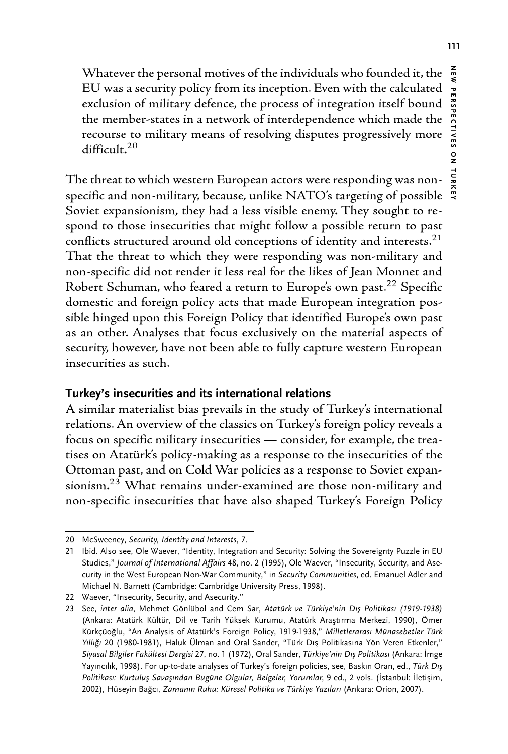Whatever the personal motives of the individuals who founded it, the EU was a security policy from its inception. Even with the calculated exclusion of military defence, the process of integration itself bound the member-states in a network of interdependence which made the recourse to military means of resolving disputes progressively more difficult.[20]

The threat to which western European actors were responding was non-specific and non-military, because, unlike NATO's targeting of possible Soviet expansionism, they had a less visible enemy. They sought to respond to those insecurities that might follow a possible return to past conflicts structured around old conceptions of identity and interests.[21] That the threat to which they were responding was non-military and non-specific did not render it less real for the likes of Jean Monnet and Robert Schuman, who feared a return to Europe's own past.[22] Specific domestic and foreign policy acts that made European integration possible hinged upon this Foreign Policy that identified Europe's own past as an other. Analyses that focus exclusively on the material aspects of security, however, have not been able to fully capture western European insecurities as such.

## Turkey's insecurities and its international relations

A similar materialist bias prevails in the study of Turkey's international relations. An overview of the classics on Turkey's foreign policy reveals a focus on specific military insecurities — consider, for example, the treatises on Atatürk's policy-making as a response to the insecurities of the Ottoman past, and on Cold War policies as a response to Soviet expansionism.[23] What remains under-examined are those non-military and non-specific insecurities that have also shaped Turkey's Foreign Policy

---

20 McSweeney, *Security, Identity and Interests*, 7.

21 Ibid. Also see, Ole Waever, "Identity, Integration and Security: Solving the Sovereignty Puzzle in EU Studies," *Journal of International Affairs* 48, no. 2 (1995), Ole Waever, "Insecurity, Security, and Asecurity in the West European Non-War Community," in *Security Communities*, ed. Emanuel Adler and Michael N. Barnett (Cambridge: Cambridge University Press, 1998).

22 Waever, "Insecurity, Security, and Asecurity."

23 See, *inter alia*, Mehmet Gönlübol and Cem Sar, *Atatürk ve Türkiye'nin Dış Politikası (1919-1938)* (Ankara: Atatürk Kültür, Dil ve Tarih Yüksek Kurumu, Atatürk Araştırma Merkezi, 1990), Ömer Kürkçüoğlu, "An Analysis of Atatürk's Foreign Policy, 1919-1938," *Milletlerarası Münasebetler Türk Yıllığı* 20 (1980-1981), Haluk Ülman and Oral Sander, "Türk Dış Politikasına Yön Veren Etkenler," *Siyasal Bilgiler Fakültesi Dergisi* 27, no. 1 (1972), Oral Sander, *Türkiye'nin Dış Politikası* (Ankara: İmge Yayıncılık, 1998). For up-to-date analyses of Turkey's foreign policies, see, Baskın Oran, ed., *Türk Dış Politikası: Kurtuluş Savaşından Bugüne Olgular, Belgeler, Yorumlar*, 9 ed., 2 vols. (İstanbul: İletişim, 2002), Hüseyin Bağcı, *Zamanın Ruhu: Küresel Politika ve Türkiye Yazıları* (Ankara: Orion, 2007).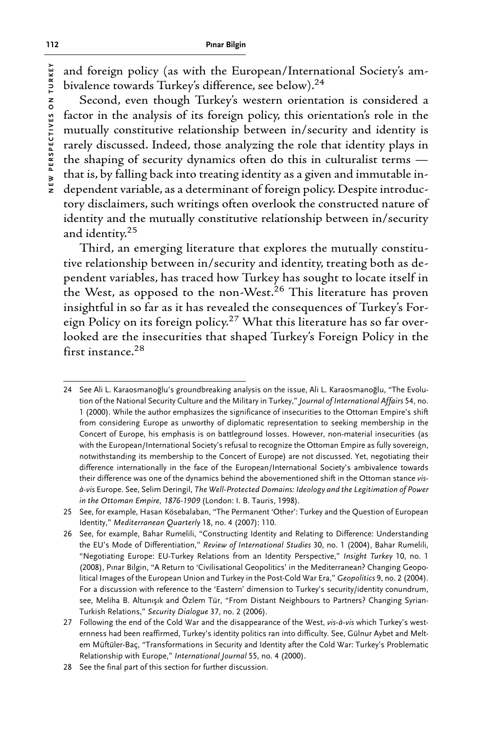and foreign policy (as with the European/International Society's ambivalence towards Turkey's difference, see below).[24]

Second, even though Turkey's western orientation is considered a factor in the analysis of its foreign policy, this orientation's role in the mutually constitutive relationship between in/security and identity is rarely discussed. Indeed, those analyzing the role that identity plays in the shaping of security dynamics often do this in culturalist terms — that is, by falling back into treating identity as a given and immutable independent variable, as a determinant of foreign policy. Despite introductory disclaimers, such writings often overlook the constructed nature of identity and the mutually constitutive relationship between in/security and identity.[25]

Third, an emerging literature that explores the mutually constitutive relationship between in/security and identity, treating both as dependent variables, has traced how Turkey has sought to locate itself in the West, as opposed to the non-West.[26] This literature has proven insightful in so far as it has revealed the consequences of Turkey's Foreign Policy on its foreign policy.[27] What this literature has so far overlooked are the insecurities that shaped Turkey's Foreign Policy in the first instance.[28]

---

24 See Ali L. Karaosmanoğlu's groundbreaking analysis on the issue, Ali L. Karaosmanoğlu, "The Evolution of the National Security Culture and the Military in Turkey," *Journal of International Affairs* 54, no. 1 (2000). While the author emphasizes the significance of insecurities to the Ottoman Empire's shift from considering Europe as unworthy of diplomatic representation to seeking membership in the Concert of Europe, his emphasis is on battleground losses. However, non-material insecurities (as with the European/International Society's refusal to recognize the Ottoman Empire as fully sovereign, notwithstanding its membership to the Concert of Europe) are not discussed. Yet, negotiating their difference internationally in the face of the European/International Society's ambivalence towards their difference was one of the dynamics behind the abovementioned shift in the Ottoman stance *vis-à-vis* Europe. See, Selim Deringil, *The Well-Protected Domains: Ideology and the Legitimation of Power in the Ottoman Empire, 1876-1909* (London: I. B. Tauris, 1998).

25 See, for example, Hasan Kösebalaban, "The Permanent 'Other': Turkey and the Question of European Identity," *Mediterranean Quarterly* 18, no. 4 (2007): 110.

26 See, for example, Bahar Rumelili, "Constructing Identity and Relating to Difference: Understanding the EU's Mode of Differentiation," *Review of International Studies* 30, no. 1 (2004), Bahar Rumelili, "Negotiating Europe: EU-Turkey Relations from an Identity Perspective," *Insight Turkey* 10, no. 1 (2008), Pınar Bilgin, "A Return to 'Civilisational Geopolitics' in the Mediterranean? Changing Geopolitical Images of the European Union and Turkey in the Post-Cold War Era," *Geopolitics* 9, no. 2 (2004). For a discussion with reference to the 'Eastern' dimension to Turkey's security/identity conundrum, see, Meliha B. Altunışık and Özlem Tür, "From Distant Neighbours to Partners? Changing Syrian-Turkish Relations," *Security Dialogue* 37, no. 2 (2006).

27 Following the end of the Cold War and the disappearance of the West, *vis-à-vis* which Turkey's westernness had been reaffirmed, Turkey's identity politics ran into difficulty. See, Gülnur Aybet and Meltem Müftüler-Baç, "Transformations in Security and Identity after the Cold War: Turkey's Problematic Relationship with Europe," *International Journal* 55, no. 4 (2000).

28 See the final part of this section for further discussion.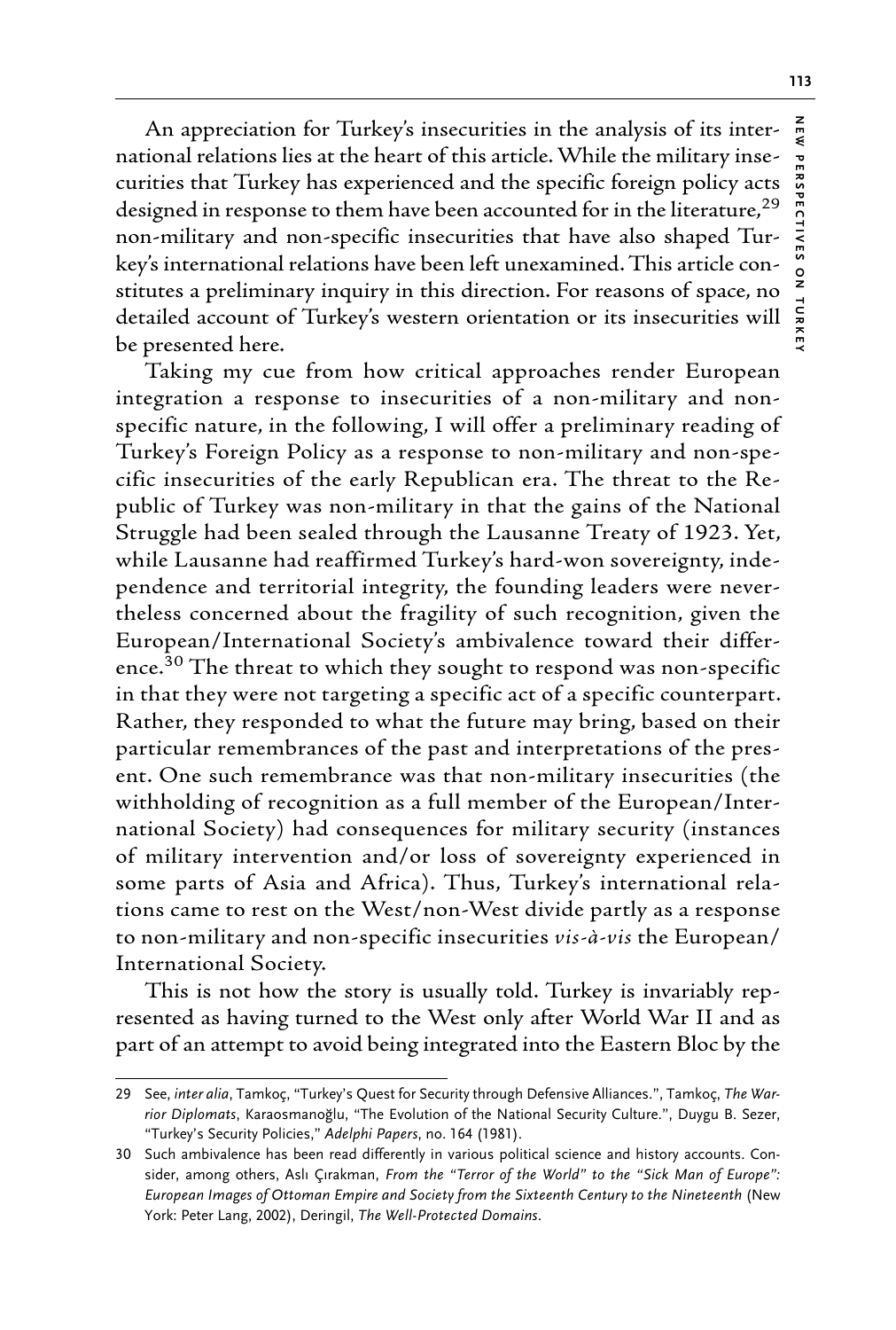An appreciation for Turkey's insecurities in the analysis of its international relations lies at the heart of this article. While the military insecurities that Turkey has experienced and the specific foreign policy acts designed in response to them have been accounted for in the literature,[29] non-military and non-specific insecurities that have also shaped Turkey's international relations have been left unexamined. This article constitutes a preliminary inquiry in this direction. For reasons of space, no detailed account of Turkey's western orientation or its insecurities will be presented here.

Taking my cue from how critical approaches render European integration a response to insecurities of a non-military and non-specific nature, in the following, I will offer a preliminary reading of Turkey's Foreign Policy as a response to non-military and non-specific insecurities of the early Republican era. The threat to the Republic of Turkey was non-military in that the gains of the National Struggle had been sealed through the Lausanne Treaty of 1923. Yet, while Lausanne had reaffirmed Turkey's hard-won sovereignty, independence and territorial integrity, the founding leaders were nevertheless concerned about the fragility of such recognition, given the European/International Society's ambivalence toward their difference.[30] The threat to which they sought to respond was non-specific in that they were not targeting a specific act of a specific counterpart. Rather, they responded to what the future may bring, based on their particular remembrances of the past and interpretations of the present. One such remembrance was that non-military insecurities (the withholding of recognition as a full member of the European/International Society) had consequences for military security (instances of military intervention and/or loss of sovereignty experienced in some parts of Asia and Africa). Thus, Turkey's international relations came to rest on the West/non-West divide partly as a response to non-military and non-specific insecurities *vis-à-vis* the European/International Society.

This is not how the story is usually told. Turkey is invariably represented as having turned to the West only after World War II and as part of an attempt to avoid being integrated into the Eastern Bloc by the

29 See, *inter alia*, Tamkoç, "Turkey's Quest for Security through Defensive Alliances.", Tamkoç, *The Warrior Diplomats*, Karaosmanoğlu, "The Evolution of the National Security Culture.", Duygu B. Sezer, "Turkey's Security Policies," *Adelphi Papers*, no. 164 (1981).

30 Such ambivalence has been read differently in various political science and history accounts. Consider, among others, Aslı Çırakman, *From the "Terror of the World" to the "Sick Man of Europe": European Images of Ottoman Empire and Society from the Sixteenth Century to the Nineteenth* (New York: Peter Lang, 2002), Deringil, *The Well-Protected Domains*.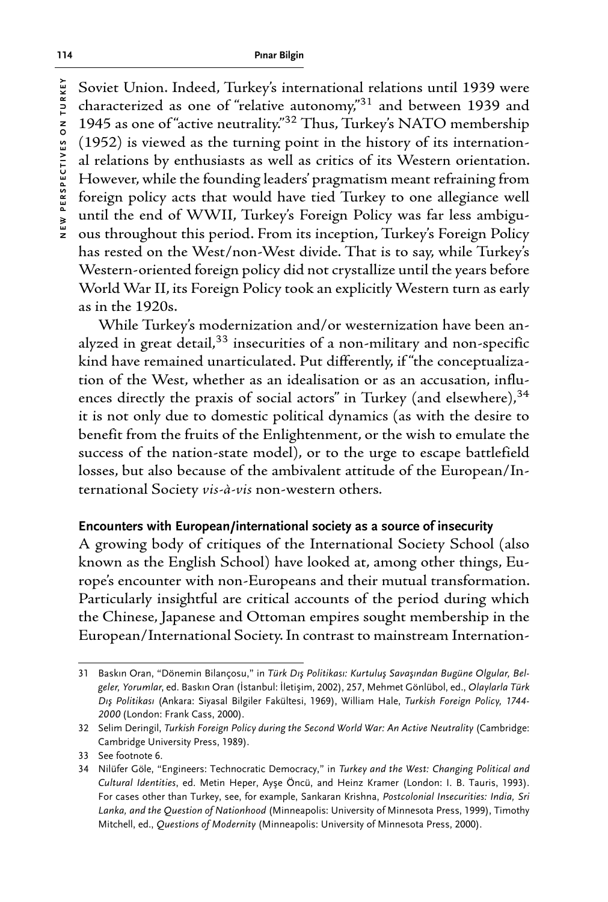Soviet Union. Indeed, Turkey's international relations until 1939 were characterized as one of "relative autonomy,"[31] and between 1939 and 1945 as one of "active neutrality."[32] Thus, Turkey's NATO membership (1952) is viewed as the turning point in the history of its international relations by enthusiasts as well as critics of its Western orientation. However, while the founding leaders' pragmatism meant refraining from foreign policy acts that would have tied Turkey to one allegiance well until the end of WWII, Turkey's Foreign Policy was far less ambiguous throughout this period. From its inception, Turkey's Foreign Policy has rested on the West/non-West divide. That is to say, while Turkey's Western-oriented foreign policy did not crystallize until the years before World War II, its Foreign Policy took an explicitly Western turn as early as in the 1920s.

While Turkey's modernization and/or westernization have been analyzed in great detail,[33] insecurities of a non-military and non-specific kind have remained unarticulated. Put differently, if "the conceptualization of the West, whether as an idealisation or as an accusation, influences directly the praxis of social actors" in Turkey (and elsewhere),[34] it is not only due to domestic political dynamics (as with the desire to benefit from the fruits of the Enlightenment, or the wish to emulate the success of the nation-state model), or to the urge to escape battlefield losses, but also because of the ambivalent attitude of the European/International Society *vis-à-vis* non-western others.

### Encounters with European/international society as a source of insecurity

A growing body of critiques of the International Society School (also known as the English School) have looked at, among other things, Europe's encounter with non-Europeans and their mutual transformation. Particularly insightful are critical accounts of the period during which the Chinese, Japanese and Ottoman empires sought membership in the European/International Society. In contrast to mainstream Internation-

---

31 Baskın Oran, "Dönemin Bilançosu," in *Türk Dış Politikası: Kurtuluş Savaşından Bugüne Olgular, Belgeler, Yorumlar*, ed. Baskın Oran (İstanbul: İletişim, 2002), 257, Mehmet Gönlübol, ed., *Olaylarla Türk Dış Politikası* (Ankara: Siyasal Bilgiler Fakültesi, 1969), William Hale, *Turkish Foreign Policy, 1744-2000* (London: Frank Cass, 2000).

32 Selim Deringil, *Turkish Foreign Policy during the Second World War: An Active Neutrality* (Cambridge: Cambridge University Press, 1989).

33 See footnote 6.

34 Nilüfer Göle, "Engineers: Technocratic Democracy," in *Turkey and the West: Changing Political and Cultural Identities*, ed. Metin Heper, Ayşe Öncü, and Heinz Kramer (London: I. B. Tauris, 1993). For cases other than Turkey, see, for example, Sankaran Krishna, *Postcolonial Insecurities: India, Sri Lanka, and the Question of Nationhood* (Minneapolis: University of Minnesota Press, 1999), Timothy Mitchell, ed., *Questions of Modernity* (Minneapolis: University of Minnesota Press, 2000).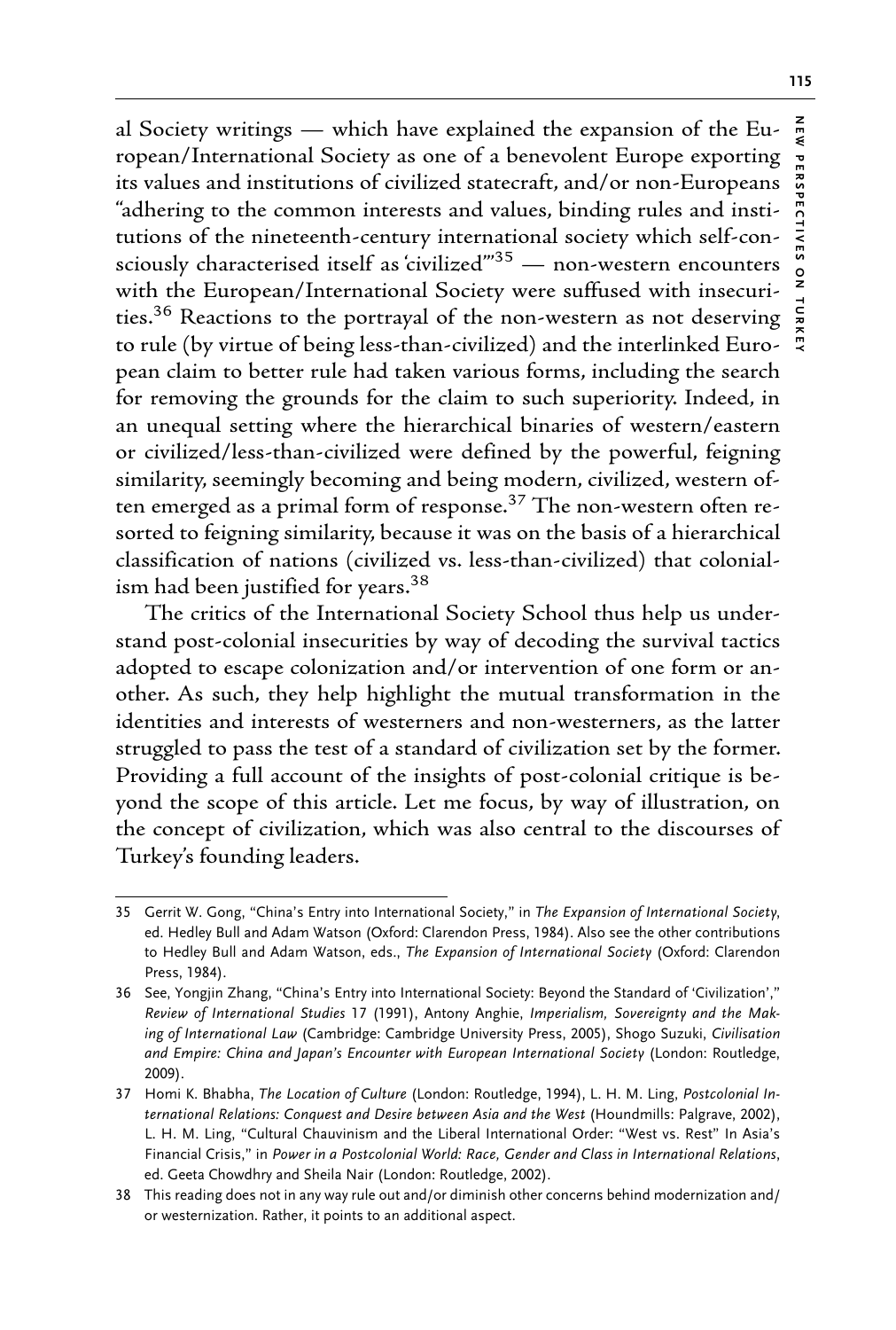al Society writings — which have explained the expansion of the European/International Society as one of a benevolent Europe exporting its values and institutions of civilized statecraft, and/or non-Europeans "adhering to the common interests and values, binding rules and institutions of the nineteenth-century international society which self-consciously characterised itself as 'civilized'"[35] — non-western encounters with the European/International Society were suffused with insecurities.[36] Reactions to the portrayal of the non-western as not deserving to rule (by virtue of being less-than-civilized) and the interlinked European claim to better rule had taken various forms, including the search for removing the grounds for the claim to such superiority. Indeed, in an unequal setting where the hierarchical binaries of western/eastern or civilized/less-than-civilized were defined by the powerful, feigning similarity, seemingly becoming and being modern, civilized, western often emerged as a primal form of response.[37] The non-western often resorted to feigning similarity, because it was on the basis of a hierarchical classification of nations (civilized vs. less-than-civilized) that colonialism had been justified for years.[38]

The critics of the International Society School thus help us understand post-colonial insecurities by way of decoding the survival tactics adopted to escape colonization and/or intervention of one form or another. As such, they help highlight the mutual transformation in the identities and interests of westerners and non-westerners, as the latter struggled to pass the test of a standard of civilization set by the former. Providing a full account of the insights of post-colonial critique is beyond the scope of this article. Let me focus, by way of illustration, on the concept of civilization, which was also central to the discourses of Turkey's founding leaders.

---

35 Gerrit W. Gong, "China's Entry into International Society," in *The Expansion of International Society*, ed. Hedley Bull and Adam Watson (Oxford: Clarendon Press, 1984). Also see the other contributions to Hedley Bull and Adam Watson, eds., *The Expansion of International Society* (Oxford: Clarendon Press, 1984).

36 See, Yongjin Zhang, "China's Entry into International Society: Beyond the Standard of 'Civilization'," *Review of International Studies* 17 (1991), Antony Anghie, *Imperialism, Sovereignty and the Making of International Law* (Cambridge: Cambridge University Press, 2005), Shogo Suzuki, *Civilisation and Empire: China and Japan's Encounter with European International Society* (London: Routledge, 2009).

37 Homi K. Bhabha, *The Location of Culture* (London: Routledge, 1994), L. H. M. Ling, *Postcolonial International Relations: Conquest and Desire between Asia and the West* (Houndmills: Palgrave, 2002), L. H. M. Ling, "Cultural Chauvinism and the Liberal International Order: "West vs. Rest" In Asia's Financial Crisis," in *Power in a Postcolonial World: Race, Gender and Class in International Relations*, ed. Geeta Chowdhry and Sheila Nair (London: Routledge, 2002).

38 This reading does not in any way rule out and/or diminish other concerns behind modernization and/or westernization. Rather, it points to an additional aspect.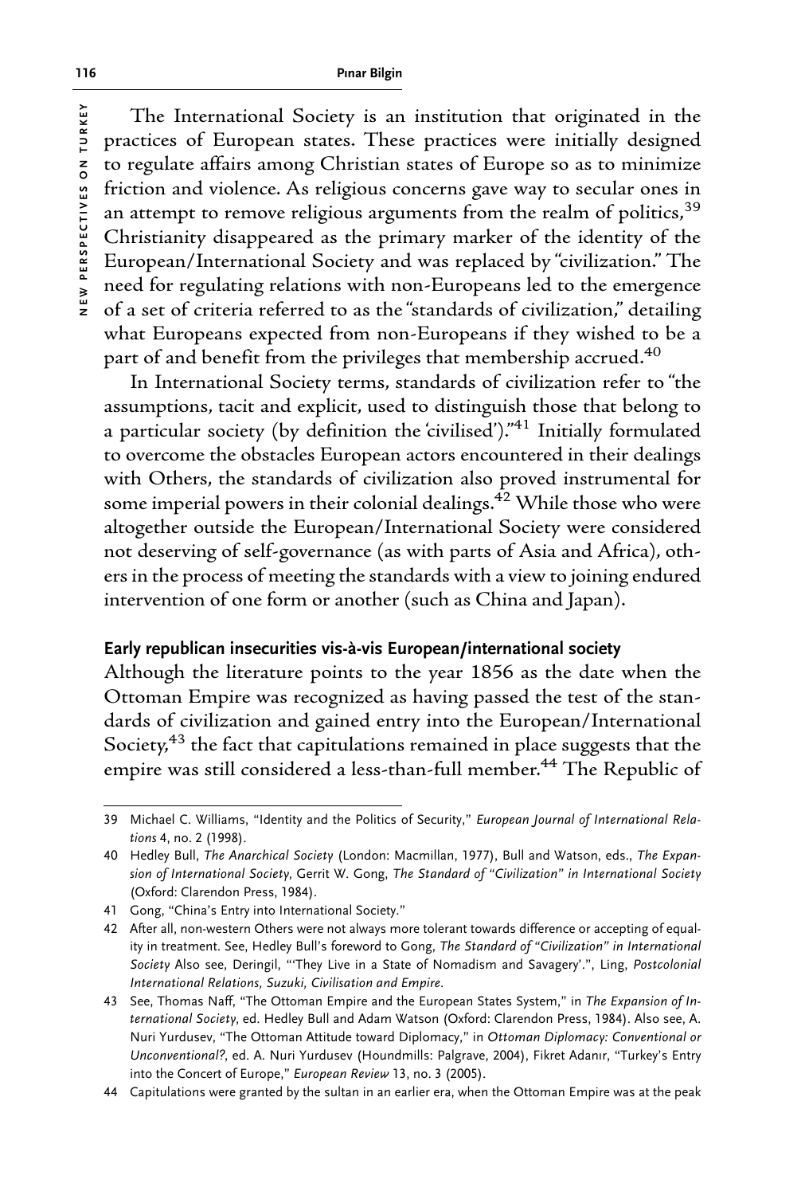The International Society is an institution that originated in the practices of European states. These practices were initially designed to regulate affairs among Christian states of Europe so as to minimize friction and violence. As religious concerns gave way to secular ones in an attempt to remove religious arguments from the realm of politics,[39] Christianity disappeared as the primary marker of the identity of the European/International Society and was replaced by "civilization." The need for regulating relations with non-Europeans led to the emergence of a set of criteria referred to as the "standards of civilization," detailing what Europeans expected from non-Europeans if they wished to be a part of and benefit from the privileges that membership accrued.[40]

In International Society terms, standards of civilization refer to "the assumptions, tacit and explicit, used to distinguish those that belong to a particular society (by definition the 'civilised')."[41] Initially formulated to overcome the obstacles European actors encountered in their dealings with Others, the standards of civilization also proved instrumental for some imperial powers in their colonial dealings.[42] While those who were altogether outside the European/International Society were considered not deserving of self-governance (as with parts of Asia and Africa), others in the process of meeting the standards with a view to joining endured intervention of one form or another (such as China and Japan).

### Early republican insecurities vis-à-vis European/international society

Although the literature points to the year 1856 as the date when the Ottoman Empire was recognized as having passed the test of the standards of civilization and gained entry into the European/International Society,[43] the fact that capitulations remained in place suggests that the empire was still considered a less-than-full member.[44] The Republic of

---

39 Michael C. Williams, "Identity and the Politics of Security," *European Journal of International Relations* 4, no. 2 (1998).

40 Hedley Bull, *The Anarchical Society* (London: Macmillan, 1977), Bull and Watson, eds., *The Expansion of International Society*, Gerrit W. Gong, *The Standard of "Civilization" in International Society* (Oxford: Clarendon Press, 1984).

41 Gong, "China's Entry into International Society."

42 After all, non-western Others were not always more tolerant towards difference or accepting of equality in treatment. See, Hedley Bull's foreword to Gong, *The Standard of "Civilization" in International Society* Also see, Deringil, "'They Live in a State of Nomadism and Savagery'.", Ling, *Postcolonial International Relations, Suzuki, Civilisation and Empire.*

43 See, Thomas Naff, "The Ottoman Empire and the European States System," in *The Expansion of International Society*, ed. Hedley Bull and Adam Watson (Oxford: Clarendon Press, 1984). Also see, A. Nuri Yurdusev, "The Ottoman Attitude toward Diplomacy," in *Ottoman Diplomacy: Conventional or Unconventional?*, ed. A. Nuri Yurdusev (Houndmills: Palgrave, 2004), Fikret Adanır, "Turkey's Entry into the Concert of Europe," *European Review* 13, no. 3 (2005).

44 Capitulations were granted by the sultan in an earlier era, when the Ottoman Empire was at the peak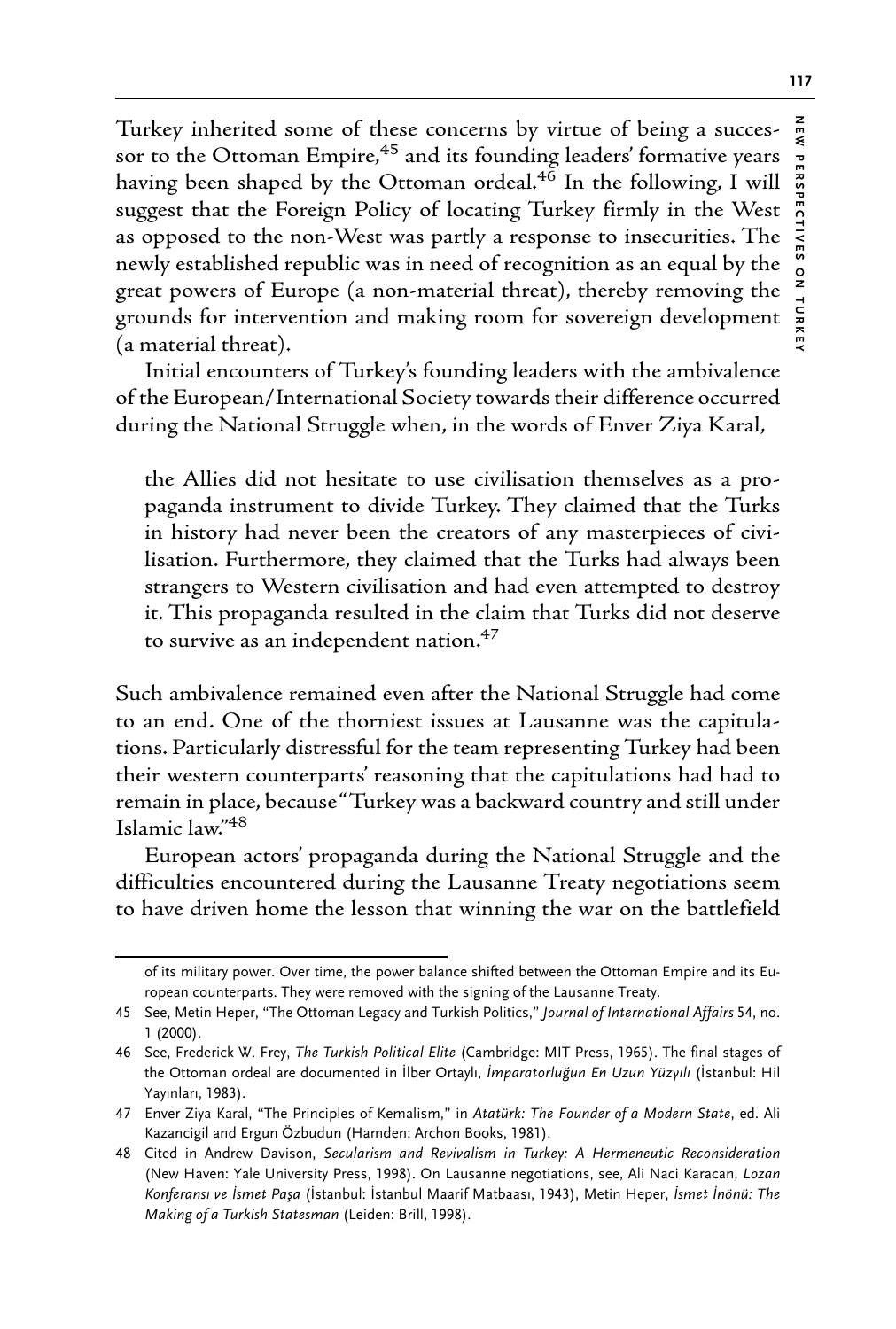Turkey inherited some of these concerns by virtue of being a successor to the Ottoman Empire,[45] and its founding leaders' formative years having been shaped by the Ottoman ordeal.[46] In the following, I will suggest that the Foreign Policy of locating Turkey firmly in the West as opposed to the non-West was partly a response to insecurities. The newly established republic was in need of recognition as an equal by the great powers of Europe (a non-material threat), thereby removing the grounds for intervention and making room for sovereign development (a material threat).

Initial encounters of Turkey's founding leaders with the ambivalence of the European/International Society towards their difference occurred during the National Struggle when, in the words of Enver Ziya Karal,

> the Allies did not hesitate to use civilisation themselves as a propaganda instrument to divide Turkey. They claimed that the Turks in history had never been the creators of any masterpieces of civilisation. Furthermore, they claimed that the Turks had always been strangers to Western civilisation and had even attempted to destroy it. This propaganda resulted in the claim that Turks did not deserve to survive as an independent nation.[47]

Such ambivalence remained even after the National Struggle had come to an end. One of the thorniest issues at Lausanne was the capitulations. Particularly distressful for the team representing Turkey had been their western counterparts' reasoning that the capitulations had had to remain in place, because "Turkey was a backward country and still under Islamic law."[48]

European actors' propaganda during the National Struggle and the difficulties encountered during the Lausanne Treaty negotiations seem to have driven home the lesson that winning the war on the battlefield

---

of its military power. Over time, the power balance shifted between the Ottoman Empire and its European counterparts. They were removed with the signing of the Lausanne Treaty.

45 See, Metin Heper, "The Ottoman Legacy and Turkish Politics," *Journal of International Affairs* 54, no. 1 (2000).

46 See, Frederick W. Frey, *The Turkish Political Elite* (Cambridge: MIT Press, 1965). The final stages of the Ottoman ordeal are documented in İlber Ortaylı, *İmparatorluğun En Uzun Yüzyılı* (İstanbul: Hil Yayınları, 1983).

47 Enver Ziya Karal, "The Principles of Kemalism," in *Atatürk: The Founder of a Modern State*, ed. Ali Kazancigil and Ergun Özbudun (Hamden: Archon Books, 1981).

48 Cited in Andrew Davison, *Secularism and Revivalism in Turkey: A Hermeneutic Reconsideration* (New Haven: Yale University Press, 1998). On Lausanne negotiations, see, Ali Naci Karacan, *Lozan Konferansı ve İsmet Paşa* (İstanbul: İstanbul Maarif Matbaası, 1943), Metin Heper, *İsmet İnönü: The Making of a Turkish Statesman* (Leiden: Brill, 1998).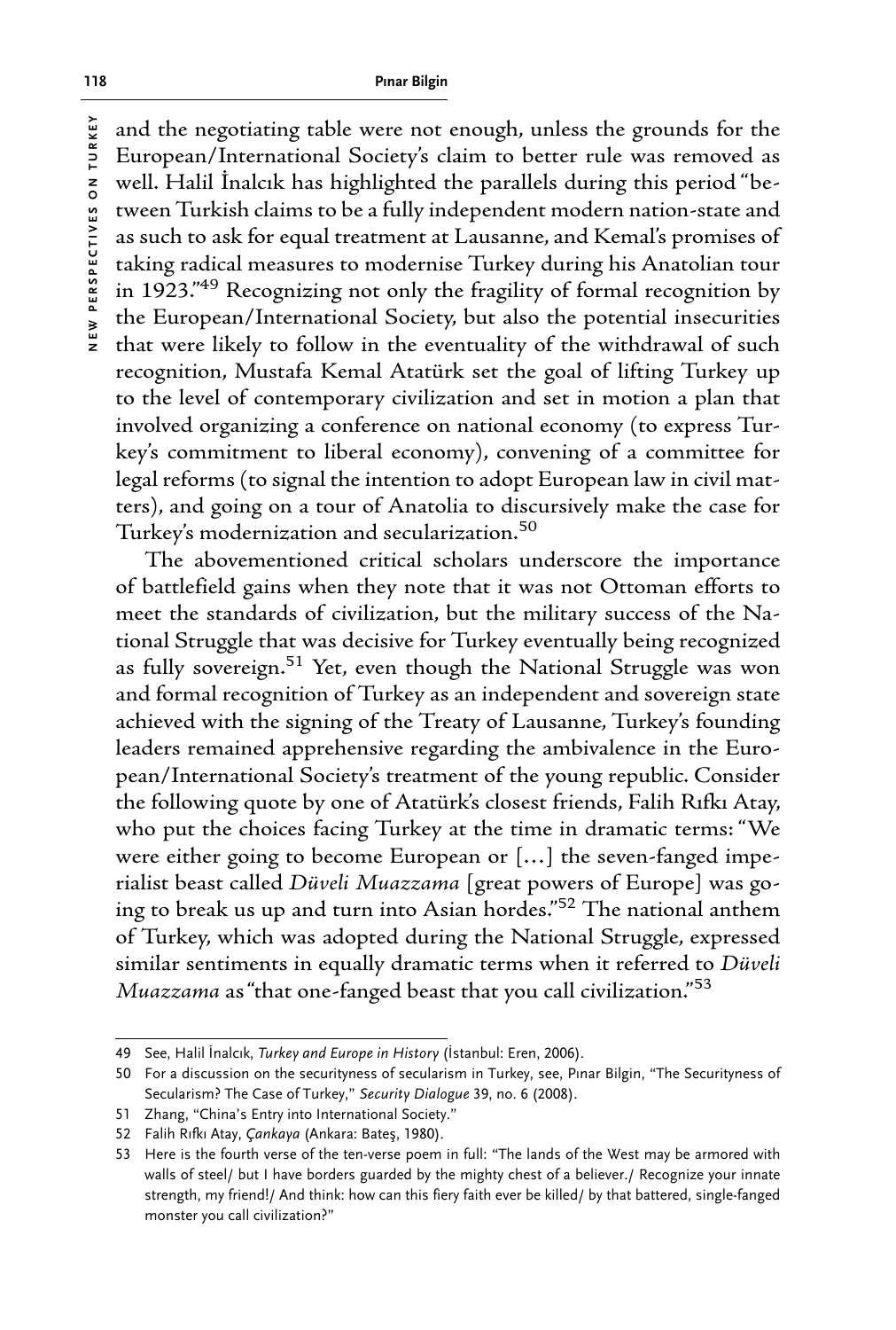and the negotiating table were not enough, unless the grounds for the European/International Society's claim to better rule was removed as well. Halil İnalcık has highlighted the parallels during this period "between Turkish claims to be a fully independent modern nation-state and as such to ask for equal treatment at Lausanne, and Kemal's promises of taking radical measures to modernise Turkey during his Anatolian tour in 1923."[49] Recognizing not only the fragility of formal recognition by the European/International Society, but also the potential insecurities that were likely to follow in the eventuality of the withdrawal of such recognition, Mustafa Kemal Atatürk set the goal of lifting Turkey up to the level of contemporary civilization and set in motion a plan that involved organizing a conference on national economy (to express Turkey's commitment to liberal economy), convening of a committee for legal reforms (to signal the intention to adopt European law in civil matters), and going on a tour of Anatolia to discursively make the case for Turkey's modernization and secularization.[50]

The abovementioned critical scholars underscore the importance of battlefield gains when they note that it was not Ottoman efforts to meet the standards of civilization, but the military success of the National Struggle that was decisive for Turkey eventually being recognized as fully sovereign.[51] Yet, even though the National Struggle was won and formal recognition of Turkey as an independent and sovereign state achieved with the signing of the Treaty of Lausanne, Turkey's founding leaders remained apprehensive regarding the ambivalence in the European/International Society's treatment of the young republic. Consider the following quote by one of Atatürk's closest friends, Falih Rıfkı Atay, who put the choices facing Turkey at the time in dramatic terms: "We were either going to become European or [...] the seven-fanged imperialist beast called *Düveli Muazzama* [great powers of Europe] was going to break us up and turn into Asian hordes."[52] The national anthem of Turkey, which was adopted during the National Struggle, expressed similar sentiments in equally dramatic terms when it referred to *Düveli Muazzama* as "that one-fanged beast that you call civilization."[53]

---

49 See, Halil İnalcık, *Turkey and Europe in History* (İstanbul: Eren, 2006).

50 For a discussion on the securityness of secularism in Turkey, see, Pınar Bilgin, "The Securityness of Secularism? The Case of Turkey," *Security Dialogue* 39, no. 6 (2008).

51 Zhang, "China's Entry into International Society."

52 Falih Rıfkı Atay, *Çankaya* (Ankara: Bateş, 1980).

53 Here is the fourth verse of the ten-verse poem in full: "The lands of the West may be armored with walls of steel/ but I have borders guarded by the mighty chest of a believer./ Recognize your innate strength, my friend!/ And think: how can this fiery faith ever be killed/ by that battered, single-fanged monster you call civilization?"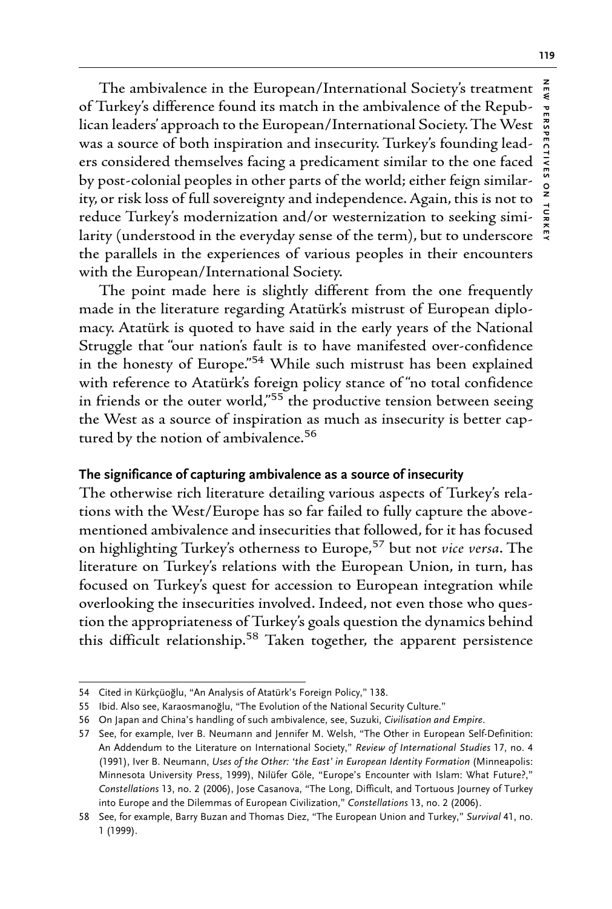The ambivalence in the European/International Society's treatment of Turkey's difference found its match in the ambivalence of the Republican leaders' approach to the European/International Society. The West was a source of both inspiration and insecurity. Turkey's founding leaders considered themselves facing a predicament similar to the one faced by post-colonial peoples in other parts of the world; either feign similarity, or risk loss of full sovereignty and independence. Again, this is not to reduce Turkey's modernization and/or westernization to seeking similarity (understood in the everyday sense of the term), but to underscore the parallels in the experiences of various peoples in their encounters with the European/International Society.

The point made here is slightly different from the one frequently made in the literature regarding Atatürk's mistrust of European diplomacy. Atatürk is quoted to have said in the early years of the National Struggle that "our nation's fault is to have manifested over-confidence in the honesty of Europe."[54] While such mistrust has been explained with reference to Atatürk's foreign policy stance of "no total confidence in friends or the outer world,"[55] the productive tension between seeing the West as a source of inspiration as much as insecurity is better captured by the notion of ambivalence.[56]

### The significance of capturing ambivalence as a source of insecurity

The otherwise rich literature detailing various aspects of Turkey's relations with the West/Europe has so far failed to fully capture the above-mentioned ambivalence and insecurities that followed, for it has focused on highlighting Turkey's otherness to Europe,[57] but not *vice versa*. The literature on Turkey's relations with the European Union, in turn, has focused on Turkey's quest for accession to European integration while overlooking the insecurities involved. Indeed, not even those who question the appropriateness of Turkey's goals question the dynamics behind this difficult relationship.[58] Taken together, the apparent persistence

---

54 Cited in Kürkçüoğlu, "An Analysis of Atatürk's Foreign Policy," 138.

55 Ibid. Also see, Karaosmanoğlu, "The Evolution of the National Security Culture."

56 On Japan and China's handling of such ambivalence, see, Suzuki, *Civilisation and Empire*.

57 See, for example, Iver B. Neumann and Jennifer M. Welsh, "The Other in European Self-Definition: An Addendum to the Literature on International Society," *Review of International Studies* 17, no. 4 (1991), Iver B. Neumann, *Uses of the Other: 'the East' in European Identity Formation* (Minneapolis: Minnesota University Press, 1999), Nilüfer Göle, "Europe's Encounter with Islam: What Future?," *Constellations* 13, no. 2 (2006), Jose Casanova, "The Long, Difficult, and Tortuous Journey of Turkey into Europe and the Dilemmas of European Civilization," *Constellations* 13, no. 2 (2006).

58 See, for example, Barry Buzan and Thomas Diez, "The European Union and Turkey," *Survival* 41, no. 1 (1999).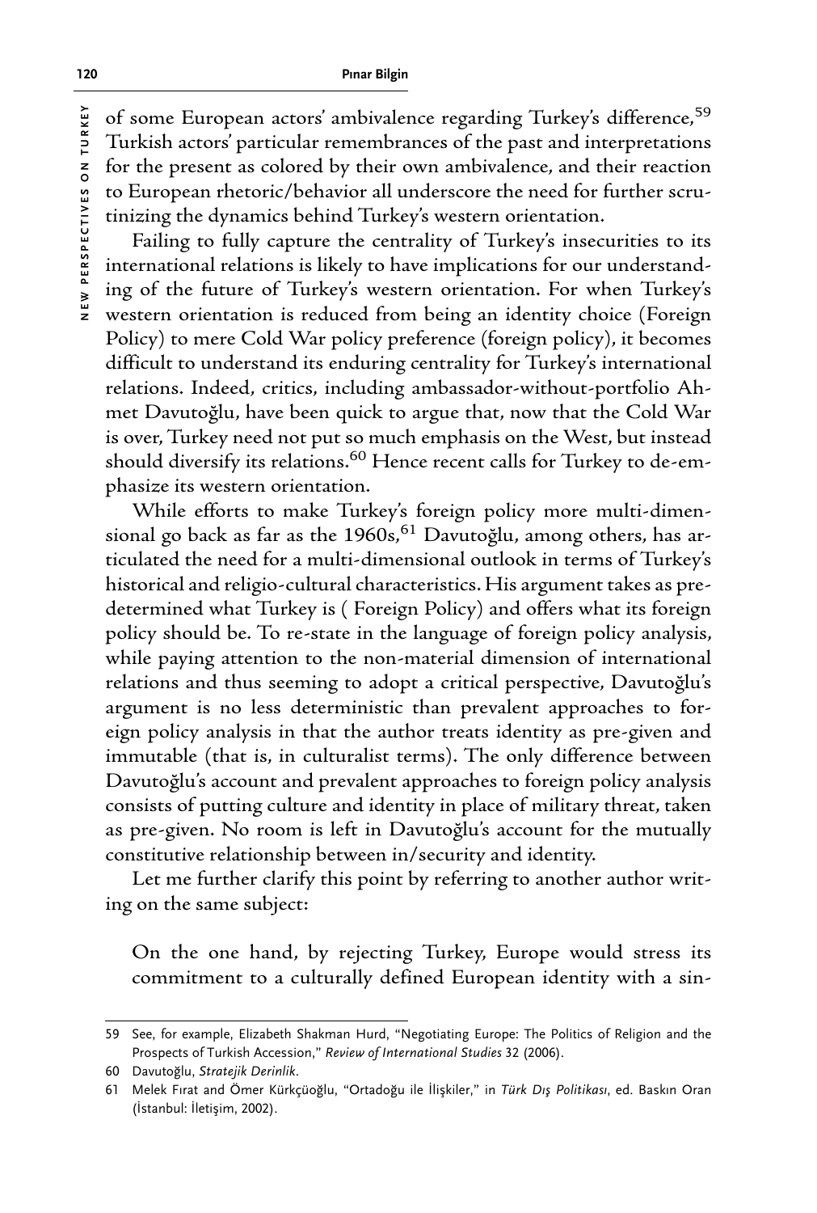of some European actors' ambivalence regarding Turkey's difference,[59] Turkish actors' particular remembrances of the past and interpretations for the present as colored by their own ambivalence, and their reaction to European rhetoric/behavior all underscore the need for further scrutinizing the dynamics behind Turkey's western orientation.

Failing to fully capture the centrality of Turkey's insecurities to its international relations is likely to have implications for our understanding of the future of Turkey's western orientation. For when Turkey's western orientation is reduced from being an identity choice (Foreign Policy) to mere Cold War policy preference (foreign policy), it becomes difficult to understand its enduring centrality for Turkey's international relations. Indeed, critics, including ambassador-without-portfolio Ahmet Davutoğlu, have been quick to argue that, now that the Cold War is over, Turkey need not put so much emphasis on the West, but instead should diversify its relations.[60] Hence recent calls for Turkey to de-emphasize its western orientation.

While efforts to make Turkey's foreign policy more multi-dimensional go back as far as the 1960s,[61] Davutoğlu, among others, has articulated the need for a multi-dimensional outlook in terms of Turkey's historical and religio-cultural characteristics. His argument takes as predetermined what Turkey is ( Foreign Policy) and offers what its foreign policy should be. To re-state in the language of foreign policy analysis, while paying attention to the non-material dimension of international relations and thus seeming to adopt a critical perspective, Davutoğlu's argument is no less deterministic than prevalent approaches to foreign policy analysis in that the author treats identity as pre-given and immutable (that is, in culturalist terms). The only difference between Davutoğlu's account and prevalent approaches to foreign policy analysis consists of putting culture and identity in place of military threat, taken as pre-given. No room is left in Davutoğlu's account for the mutually constitutive relationship between in/security and identity.

Let me further clarify this point by referring to another author writing on the same subject:

> On the one hand, by rejecting Turkey, Europe would stress its commitment to a culturally defined European identity with a sin-

---

59 See, for example, Elizabeth Shakman Hurd, "Negotiating Europe: The Politics of Religion and the Prospects of Turkish Accession," *Review of International Studies* 32 (2006).

60 Davutoğlu, *Stratejik Derinlik*.

61 Melek Fırat and Ömer Kürkçüoğlu, "Ortadoğu ile İlişkiler," in *Türk Dış Politikası*, ed. Baskın Oran (İstanbul: İletişim, 2002).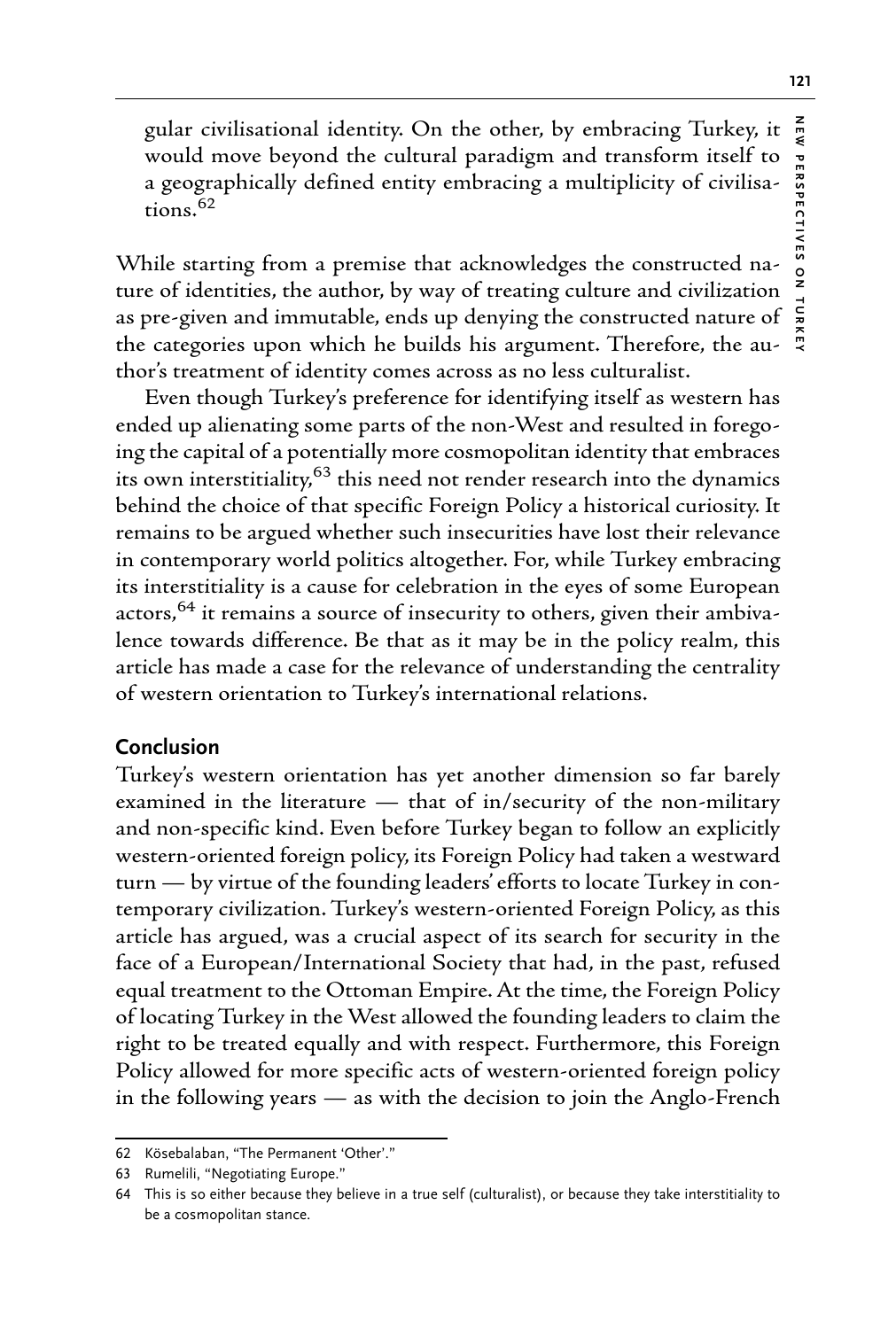gular civilisational identity. On the other, by embracing Turkey, it would move beyond the cultural paradigm and transform itself to a geographically defined entity embracing a multiplicity of civilisations.[62]

While starting from a premise that acknowledges the constructed nature of identities, the author, by way of treating culture and civilization as pre-given and immutable, ends up denying the constructed nature of the categories upon which he builds his argument. Therefore, the author's treatment of identity comes across as no less culturalist.

Even though Turkey's preference for identifying itself as western has ended up alienating some parts of the non-West and resulted in foregoing the capital of a potentially more cosmopolitan identity that embraces its own interstitiality,[63] this need not render research into the dynamics behind the choice of that specific Foreign Policy a historical curiosity. It remains to be argued whether such insecurities have lost their relevance in contemporary world politics altogether. For, while Turkey embracing its interstitiality is a cause for celebration in the eyes of some European actors,[64] it remains a source of insecurity to others, given their ambivalence towards difference. Be that as it may be in the policy realm, this article has made a case for the relevance of understanding the centrality of western orientation to Turkey's international relations.

## Conclusion

Turkey's western orientation has yet another dimension so far barely examined in the literature — that of in/security of the non-military and non-specific kind. Even before Turkey began to follow an explicitly western-oriented foreign policy, its Foreign Policy had taken a westward turn — by virtue of the founding leaders' efforts to locate Turkey in contemporary civilization. Turkey's western-oriented Foreign Policy, as this article has argued, was a crucial aspect of its search for security in the face of a European/International Society that had, in the past, refused equal treatment to the Ottoman Empire. At the time, the Foreign Policy of locating Turkey in the West allowed the founding leaders to claim the right to be treated equally and with respect. Furthermore, this Foreign Policy allowed for more specific acts of western-oriented foreign policy in the following years — as with the decision to join the Anglo-French

62 Kösebalaban, "The Permanent 'Other'."

63 Rumelili, "Negotiating Europe."

64 This is so either because they believe in a true self (culturalist), or because they take interstitiality to be a cosmopolitan stance.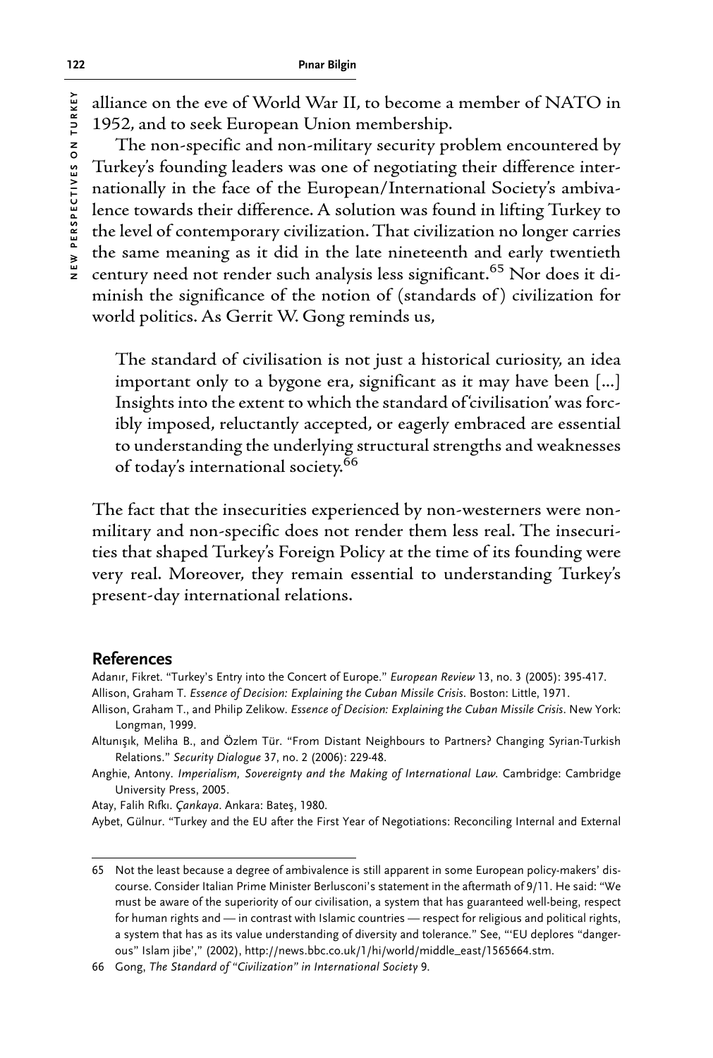alliance on the eve of World War II, to become a member of NATO in 1952, and to seek European Union membership.

The non-specific and non-military security problem encountered by Turkey's founding leaders was one of negotiating their difference internationally in the face of the European/International Society's ambivalence towards their difference. A solution was found in lifting Turkey to the level of contemporary civilization. That civilization no longer carries the same meaning as it did in the late nineteenth and early twentieth century need not render such analysis less significant.[65] Nor does it diminish the significance of the notion of (standards of) civilization for world politics. As Gerrit W. Gong reminds us,

> The standard of civilisation is not just a historical curiosity, an idea important only to a bygone era, significant as it may have been [...] Insights into the extent to which the standard of 'civilisation' was forcibly imposed, reluctantly accepted, or eagerly embraced are essential to understanding the underlying structural strengths and weaknesses of today's international society.[66]

The fact that the insecurities experienced by non-westerners were non-military and non-specific does not render them less real. The insecurities that shaped Turkey's Foreign Policy at the time of its founding were very real. Moreover, they remain essential to understanding Turkey's present-day international relations.

## References

Adanır, Fikret. "Turkey's Entry into the Concert of Europe." *European Review* 13, no. 3 (2005): 395-417.

Allison, Graham T. *Essence of Decision: Explaining the Cuban Missile Crisis*. Boston: Little, 1971.

Allison, Graham T., and Philip Zelikow. *Essence of Decision: Explaining the Cuban Missile Crisis*. New York: Longman, 1999.

Altunışık, Meliha B., and Özlem Tür. "From Distant Neighbours to Partners? Changing Syrian-Turkish Relations." *Security Dialogue* 37, no. 2 (2006): 229-48.

Anghie, Antony. *Imperialism, Sovereignty and the Making of International Law*. Cambridge: Cambridge University Press, 2005.

Atay, Falih Rıfkı. *Çankaya*. Ankara: Bateş, 1980.

Aybet, Gülnur. "Turkey and the EU after the First Year of Negotiations: Reconciling Internal and External

---

65 Not the least because a degree of ambivalence is still apparent in some European policy-makers' discourse. Consider Italian Prime Minister Berlusconi's statement in the aftermath of 9/11. He said: "We must be aware of the superiority of our civilisation, a system that has guaranteed well-being, respect for human rights and — in contrast with Islamic countries — respect for religious and political rights, a system that has as its value understanding of diversity and tolerance." See, "'EU deplores "dangerous" Islam jibe'," (2002), http://news.bbc.co.uk/1/hi/world/middle_east/1565664.stm.

66 Gong, *The Standard of "Civilization" in International Society* 9.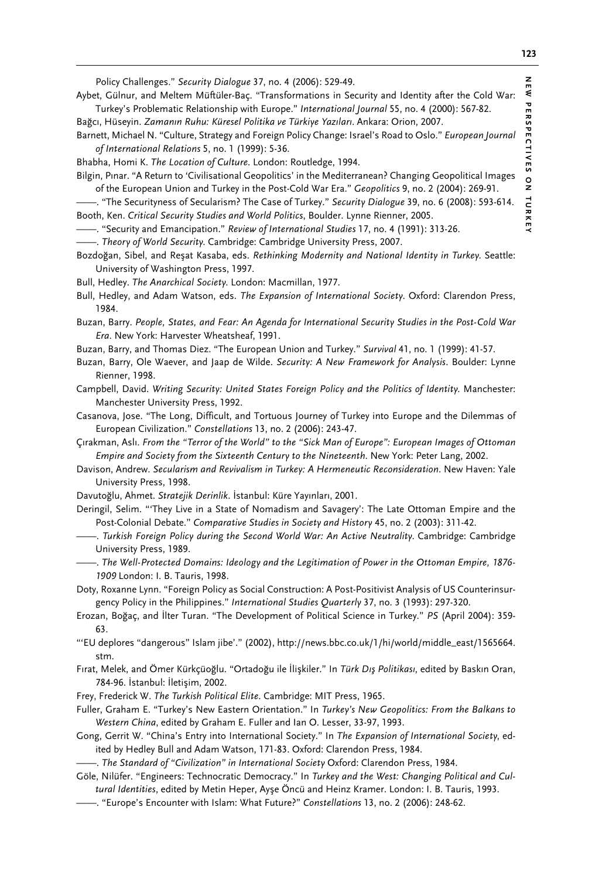Policy Challenges." *Security Dialogue* 37, no. 4 (2006): 529-49.

Aybet, Gülnur, and Meltem Müftüler-Baç. "Transformations in Security and Identity after the Cold War: Turkey's Problematic Relationship with Europe." *International Journal* 55, no. 4 (2000): 567-82.

Bağcı, Hüseyin. *Zamanın Ruhu: Küresel Politika ve Türkiye Yazıları*. Ankara: Orion, 2007.

Barnett, Michael N. "Culture, Strategy and Foreign Policy Change: Israel's Road to Oslo." *European Journal of International Relations* 5, no. 1 (1999): 5-36.

Bhabha, Homi K. *The Location of Culture*. London: Routledge, 1994.

Bilgin, Pınar. "A Return to 'Civilisational Geopolitics' in the Mediterranean? Changing Geopolitical Images of the European Union and Turkey in the Post-Cold War Era." *Geopolitics* 9, no. 2 (2004): 269-91.

——. "The Securityness of Secularism? The Case of Turkey." *Security Dialogue* 39, no. 6 (2008): 593-614.

Booth, Ken. *Critical Security Studies and World Politics*, Boulder. Lynne Rienner, 2005.

——. "Security and Emancipation." *Review of International Studies* 17, no. 4 (1991): 313-26.

——. *Theory of World Security*. Cambridge: Cambridge University Press, 2007.

Bozdoğan, Sibel, and Reşat Kasaba, eds. *Rethinking Modernity and National Identity in Turkey*. Seattle: University of Washington Press, 1997.

Bull, Hedley. *The Anarchical Society*. London: Macmillan, 1977.

Bull, Hedley, and Adam Watson, eds. *The Expansion of International Society*. Oxford: Clarendon Press, 1984.

Buzan, Barry. *People, States, and Fear: An Agenda for International Security Studies in the Post-Cold War Era*. New York: Harvester Wheatsheaf, 1991.

Buzan, Barry, and Thomas Diez. "The European Union and Turkey." *Survival* 41, no. 1 (1999): 41-57.

Buzan, Barry, Ole Waever, and Jaap de Wilde. *Security: A New Framework for Analysis*. Boulder: Lynne Rienner, 1998.

Campbell, David. *Writing Security: United States Foreign Policy and the Politics of Identity*. Manchester: Manchester University Press, 1992.

Casanova, Jose. "The Long, Difficult, and Tortuous Journey of Turkey into Europe and the Dilemmas of European Civilization." *Constellations* 13, no. 2 (2006): 243-47.

Çırakman, Aslı. *From the "Terror of the World" to the "Sick Man of Europe": European Images of Ottoman Empire and Society from the Sixteenth Century to the Nineteenth*. New York: Peter Lang, 2002.

Davison, Andrew. *Secularism and Revivalism in Turkey: A Hermeneutic Reconsideration*. New Haven: Yale University Press, 1998.

Davutoğlu, Ahmet. *Stratejik Derinlik*. İstanbul: Küre Yayınları, 2001.

Deringil, Selim. "'They Live in a State of Nomadism and Savagery': The Late Ottoman Empire and the Post-Colonial Debate." *Comparative Studies in Society and History* 45, no. 2 (2003): 311-42.

——. *Turkish Foreign Policy during the Second World War: An Active Neutrality*. Cambridge: Cambridge University Press, 1989.

——. *The Well-Protected Domains: Ideology and the Legitimation of Power in the Ottoman Empire, 1876-1909* London: I. B. Tauris, 1998.

Doty, Roxanne Lynn. "Foreign Policy as Social Construction: A Post-Positivist Analysis of US Counterinsurgency Policy in the Philippines." *International Studies Quarterly* 37, no. 3 (1993): 297-320.

Erozan, Boğaç, and İlter Turan. "The Development of Political Science in Turkey." *PS* (April 2004): 359-63.

"'EU deplores "dangerous" Islam jibe'." (2002), http://news.bbc.co.uk/1/hi/world/middle_east/1565664.stm.

Fırat, Melek, and Ömer Kürkçüoğlu. "Ortadoğu ile İlişkiler." In *Türk Dış Politikası*, edited by Baskın Oran, 784-96. İstanbul: İletişim, 2002.

Frey, Frederick W. *The Turkish Political Elite*. Cambridge: MIT Press, 1965.

Fuller, Graham E. "Turkey's New Eastern Orientation." In *Turkey's New Geopolitics: From the Balkans to Western China*, edited by Graham E. Fuller and Ian O. Lesser, 33-97, 1993.

Gong, Gerrit W. "China's Entry into International Society." In *The Expansion of International Society*, edited by Hedley Bull and Adam Watson, 171-83. Oxford: Clarendon Press, 1984.

——. *The Standard of "Civilization" in International Society* Oxford: Clarendon Press, 1984.

Göle, Nilüfer. "Engineers: Technocratic Democracy." In *Turkey and the West: Changing Political and Cultural Identities*, edited by Metin Heper, Ayşe Öncü and Heinz Kramer. London: I. B. Tauris, 1993.

——. "Europe's Encounter with Islam: What Future?" *Constellations* 13, no. 2 (2006): 248-62.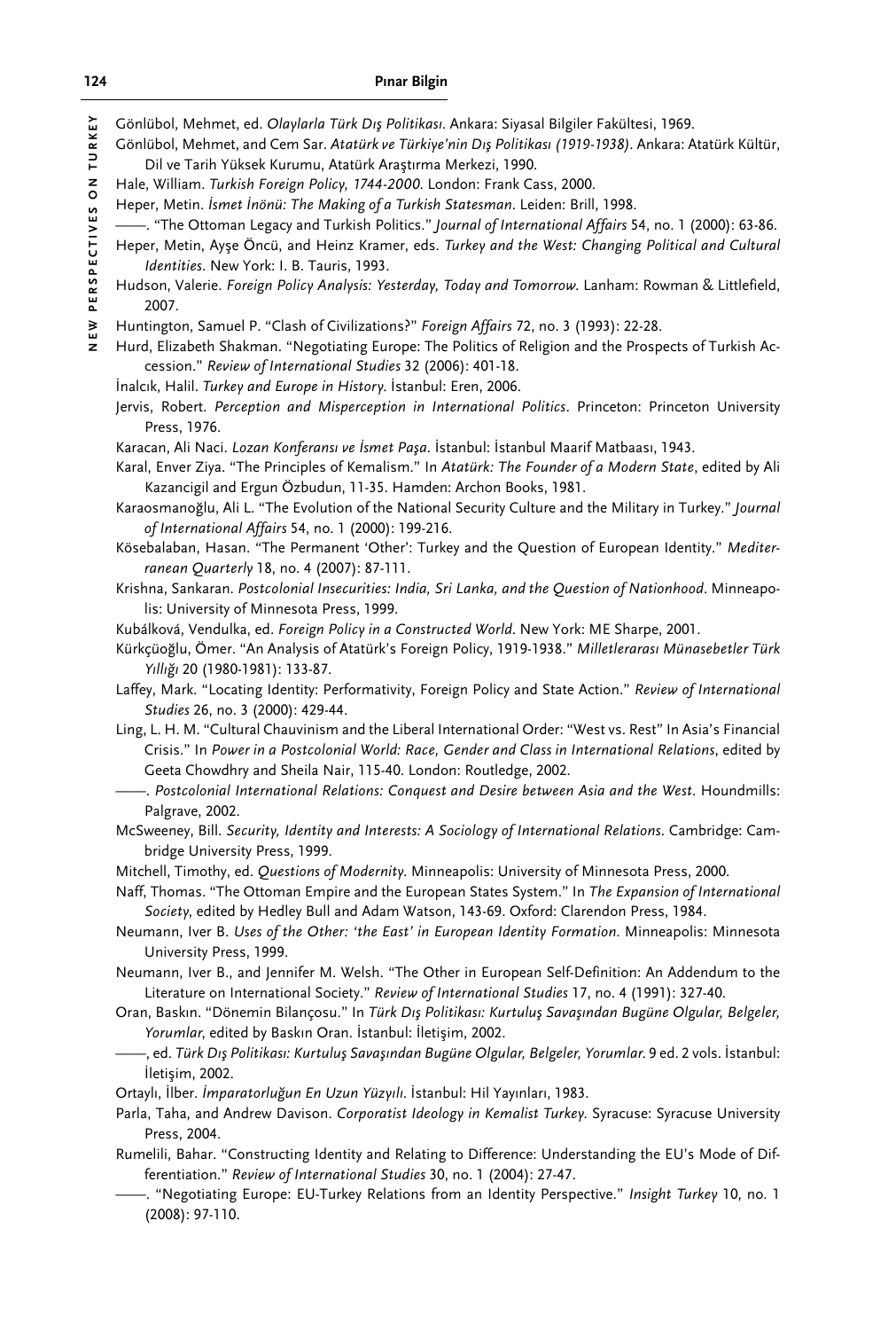Gönlübol, Mehmet, ed. *Olaylarla Türk Dış Politikası*. Ankara: Siyasal Bilgiler Fakültesi, 1969.

Gönlübol, Mehmet, and Cem Sar. *Atatürk ve Türkiye'nin Dış Politikası (1919-1938)*. Ankara: Atatürk Kültür, Dil ve Tarih Yüksek Kurumu, Atatürk Araştırma Merkezi, 1990.

Hale, William. *Turkish Foreign Policy, 1744-2000*. London: Frank Cass, 2000.

Heper, Metin. *İsmet İnönü: The Making of a Turkish Statesman*. Leiden: Brill, 1998.

——. "The Ottoman Legacy and Turkish Politics." *Journal of International Affairs* 54, no. 1 (2000): 63-86.

Heper, Metin, Ayşe Öncü, and Heinz Kramer, eds. *Turkey and the West: Changing Political and Cultural Identities*. New York: I. B. Tauris, 1993.

Hudson, Valerie. *Foreign Policy Analysis: Yesterday, Today and Tomorrow*. Lanham: Rowman & Littlefield, 2007.

Huntington, Samuel P. "Clash of Civilizations?" *Foreign Affairs* 72, no. 3 (1993): 22-28.

Hurd, Elizabeth Shakman. "Negotiating Europe: The Politics of Religion and the Prospects of Turkish Accession." *Review of International Studies* 32 (2006): 401-18.

İnalcık, Halil. *Turkey and Europe in History*. İstanbul: Eren, 2006.

Jervis, Robert. *Perception and Misperception in International Politics*. Princeton: Princeton University Press, 1976.

Karacan, Ali Naci. *Lozan Konferansı ve İsmet Paşa*. İstanbul: İstanbul Maarif Matbaası, 1943.

Karal, Enver Ziya. "The Principles of Kemalism." In *Atatürk: The Founder of a Modern State*, edited by Ali Kazancigil and Ergun Özbudun, 11-35. Hamden: Archon Books, 1981.

Karaosmanoğlu, Ali L. "The Evolution of the National Security Culture and the Military in Turkey." *Journal of International Affairs* 54, no. 1 (2000): 199-216.

Kösebalaban, Hasan. "The Permanent 'Other': Turkey and the Question of European Identity." *Mediterranean Quarterly* 18, no. 4 (2007): 87-111.

Krishna, Sankaran. *Postcolonial Insecurities: India, Sri Lanka, and the Question of Nationhood*. Minneapolis: University of Minnesota Press, 1999.

Kubálková, Vendulka, ed. *Foreign Policy in a Constructed World*. New York: ME Sharpe, 2001.

Kürkçüoğlu, Ömer. "An Analysis of Atatürk's Foreign Policy, 1919-1938." *Milletlerarası Münasebetler Türk Yıllığı* 20 (1980-1981): 133-87.

Laffey, Mark. "Locating Identity: Performativity, Foreign Policy and State Action." *Review of International Studies* 26, no. 3 (2000): 429-44.

Ling, L. H. M. "Cultural Chauvinism and the Liberal International Order: "West vs. Rest" In Asia's Financial Crisis." In *Power in a Postcolonial World: Race, Gender and Class in International Relations*, edited by Geeta Chowdhry and Sheila Nair, 115-40. London: Routledge, 2002.

——. *Postcolonial International Relations: Conquest and Desire between Asia and the West*. Houndmills: Palgrave, 2002.

McSweeney, Bill. *Security, Identity and Interests: A Sociology of International Relations*. Cambridge: Cambridge University Press, 1999.

Mitchell, Timothy, ed. *Questions of Modernity*. Minneapolis: University of Minnesota Press, 2000.

Naff, Thomas. "The Ottoman Empire and the European States System." In *The Expansion of International Society*, edited by Hedley Bull and Adam Watson, 143-69. Oxford: Clarendon Press, 1984.

Neumann, Iver B. *Uses of the Other: 'the East' in European Identity Formation*. Minneapolis: Minnesota University Press, 1999.

Neumann, Iver B., and Jennifer M. Welsh. "The Other in European Self-Definition: An Addendum to the Literature on International Society." *Review of International Studies* 17, no. 4 (1991): 327-40.

Oran, Baskın. "Dönemin Bilançosu." In *Türk Dış Politikası: Kurtuluş Savaşından Bugüne Olgular, Belgeler, Yorumlar*, edited by Baskın Oran. İstanbul: İletişim, 2002.

——, ed. *Türk Dış Politikası: Kurtuluş Savaşından Bugüne Olgular, Belgeler, Yorumlar*. 9 ed. 2 vols. İstanbul: İletişim, 2002.

Ortaylı, İlber. *İmparatorluğun En Uzun Yüzyılı*. İstanbul: Hil Yayınları, 1983.

Parla, Taha, and Andrew Davison. *Corporatist Ideology in Kemalist Turkey*. Syracuse: Syracuse University Press, 2004.

Rumelili, Bahar. "Constructing Identity and Relating to Difference: Understanding the EU's Mode of Differentiation." *Review of International Studies* 30, no. 1 (2004): 27-47.

——. "Negotiating Europe: EU-Turkey Relations from an Identity Perspective." *Insight Turkey* 10, no. 1 (2008): 97-110.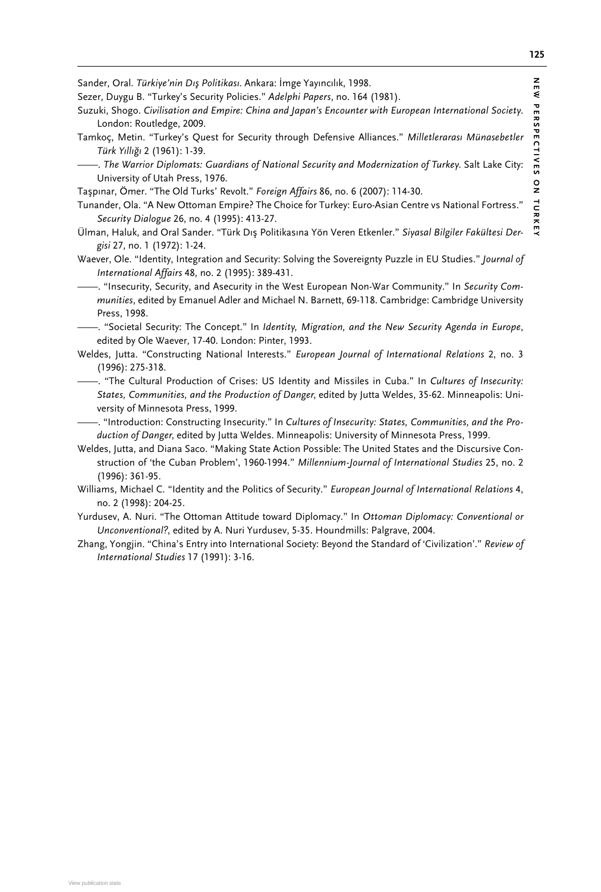Sander, Oral. *Türkiye'nin Dış Politikası*. Ankara: İmge Yayıncılık, 1998.

Sezer, Duygu B. "Turkey's Security Policies." *Adelphi Papers*, no. 164 (1981).

Suzuki, Shogo. *Civilisation and Empire: China and Japan's Encounter with European International Society*. London: Routledge, 2009.

Tamkoç, Metin. "Turkey's Quest for Security through Defensive Alliances." *Milletlerarası Münasebetler Türk Yıllığı* 2 (1961): 1-39.

——. *The Warrior Diplomats: Guardians of National Security and Modernization of Turkey*. Salt Lake City: University of Utah Press, 1976.

Taşpınar, Ömer. "The Old Turks' Revolt." *Foreign Affairs* 86, no. 6 (2007): 114-30.

Tunander, Ola. "A New Ottoman Empire? The Choice for Turkey: Euro-Asian Centre vs National Fortress." *Security Dialogue* 26, no. 4 (1995): 413-27.

Ülman, Haluk, and Oral Sander. "Türk Dış Politikasına Yön Veren Etkenler." *Siyasal Bilgiler Fakültesi Dergisi* 27, no. 1 (1972): 1-24.

Waever, Ole. "Identity, Integration and Security: Solving the Sovereignty Puzzle in EU Studies." *Journal of International Affairs* 48, no. 2 (1995): 389-431.

——. "Insecurity, Security, and Asecurity in the West European Non-War Community." In *Security Communities*, edited by Emanuel Adler and Michael N. Barnett, 69-118. Cambridge: Cambridge University Press, 1998.

——. "Societal Security: The Concept." In *Identity, Migration, and the New Security Agenda in Europe*, edited by Ole Waever, 17-40. London: Pinter, 1993.

Weldes, Jutta. "Constructing National Interests." *European Journal of International Relations* 2, no. 3 (1996): 275-318.

——. "The Cultural Production of Crises: US Identity and Missiles in Cuba." In *Cultures of Insecurity: States, Communities, and the Production of Danger*, edited by Jutta Weldes, 35-62. Minneapolis: University of Minnesota Press, 1999.

——. "Introduction: Constructing Insecurity." In *Cultures of Insecurity: States, Communities, and the Production of Danger*, edited by Jutta Weldes. Minneapolis: University of Minnesota Press, 1999.

Weldes, Jutta, and Diana Saco. "Making State Action Possible: The United States and the Discursive Construction of 'the Cuban Problem', 1960-1994." *Millennium-Journal of International Studies* 25, no. 2 (1996): 361-95.

Williams, Michael C. "Identity and the Politics of Security." *European Journal of International Relations* 4, no. 2 (1998): 204-25.

Yurdusev, A. Nuri. "The Ottoman Attitude toward Diplomacy." In *Ottoman Diplomacy: Conventional or Unconventional?*, edited by A. Nuri Yurdusev, 5-35. Houndmills: Palgrave, 2004.

Zhang, Yongjin. "China's Entry into International Society: Beyond the Standard of 'Civilization'." *Review of International Studies* 17 (1991): 3-16.